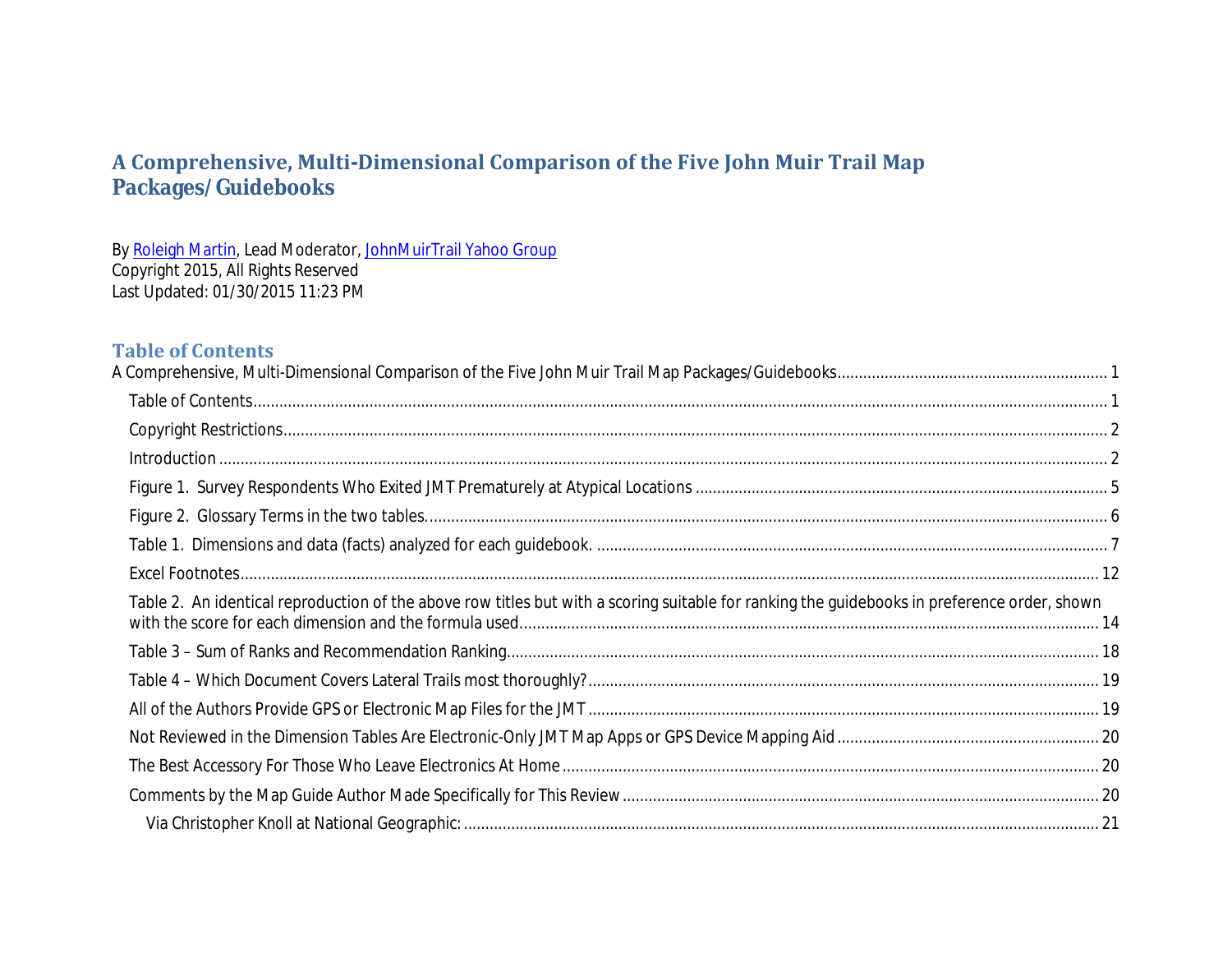# A Comprehensive, Multi-Dimensional Comparison of the Five John Muir Trail Map Packages/Guidebooks

By Roleigh Martin, Lead Moderator, JohnMuirTrail Yahoo Group
Copyright 2015, All Rights Reserved
Last Updated: 01/30/2015 11:23 PM

## Table of Contents

A Comprehensive, Multi-Dimensional Comparison of the Five John Muir Trail Map Packages/Guidebooks.......... 1

- Table of Contents.......... 1
- Copyright Restrictions.......... 2
- Introduction.......... 2
- Figure 1. Survey Respondents Who Exited JMT Prematurely at Atypical Locations.......... 5
- Figure 2. Glossary Terms in the two tables.......... 6
- Table 1. Dimensions and data (facts) analyzed for each guidebook.......... 7
- Excel Footnotes.......... 12
- Table 2. An identical reproduction of the above row titles but with a scoring suitable for ranking the guidebooks in preference order, shown with the score for each dimension and the formula used.......... 14
- Table 3 – Sum of Ranks and Recommendation Ranking.......... 18
- Table 4 – Which Document Covers Lateral Trails most thoroughly?.......... 19
- All of the Authors Provide GPS or Electronic Map Files for the JMT.......... 19
- Not Reviewed in the Dimension Tables Are Electronic-Only JMT Map Apps or GPS Device Mapping Aid.......... 20
- The Best Accessory For Those Who Leave Electronics At Home.......... 20
- Comments by the Map Guide Author Made Specifically for This Review.......... 20
  - Via Christopher Knoll at National Geographic:.......... 21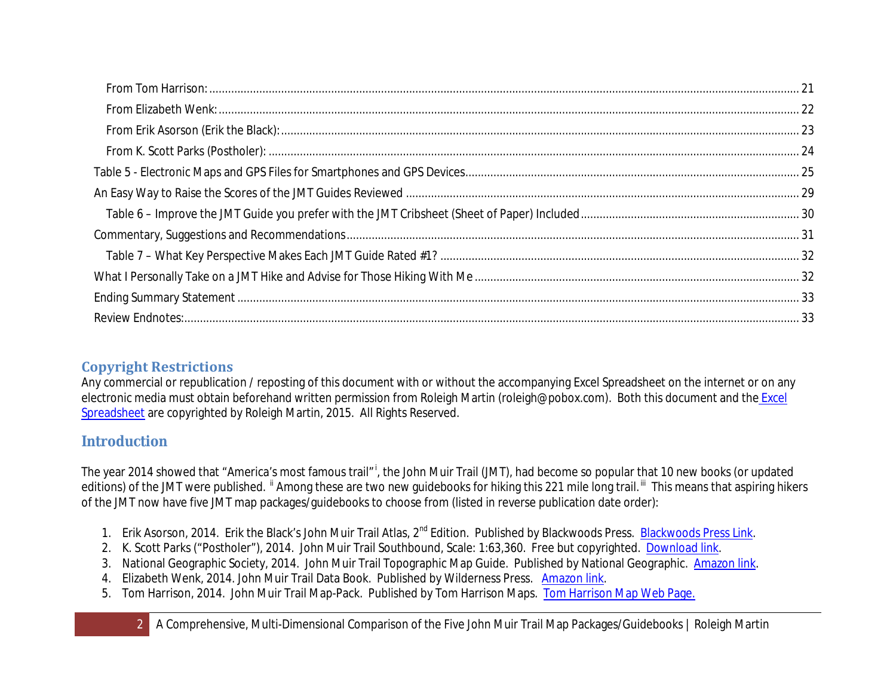From Tom Harrison: ........................................................................................................ 21

From Elizabeth Wenk: ........................................................................................................ 22

From Erik Asorson (Erik the Black): ........................................................................................................ 23

From K. Scott Parks (Postholer): ........................................................................................................ 24

Table 5 - Electronic Maps and GPS Files for Smartphones and GPS Devices ........................................................................................................ 25

An Easy Way to Raise the Scores of the JMT Guides Reviewed ........................................................................................................ 29

Table 6 – Improve the JMT Guide you prefer with the JMT Cribsheet (Sheet of Paper) Included ........................................................................................................ 30

Commentary, Suggestions and Recommendations ........................................................................................................ 31

Table 7 – What Key Perspective Makes Each JMT Guide Rated #1? ........................................................................................................ 32

What I Personally Take on a JMT Hike and Advise for Those Hiking With Me ........................................................................................................ 32

Ending Summary Statement ........................................................................................................ 33

Review Endnotes: ........................................................................................................ 33

## Copyright Restrictions

Any commercial or republication / reposting of this document with or without the accompanying Excel Spreadsheet on the internet or on any electronic media must obtain beforehand written permission from Roleigh Martin (roleigh@pobox.com). Both this document and the Excel Spreadsheet are copyrighted by Roleigh Martin, 2015. All Rights Reserved.

## Introduction

The year 2014 showed that "America's most famous trail"[i], the John Muir Trail (JMT), had become so popular that 10 new books (or updated editions) of the JMT were published. [ii] Among these are two new guidebooks for hiking this 221 mile long trail.[iii] This means that aspiring hikers of the JMT now have five JMT map packages/guidebooks to choose from (listed in reverse publication date order):

1. Erik Asorson, 2014. Erik the Black's John Muir Trail Atlas, 2nd Edition. Published by Blackwoods Press. Blackwoods Press Link.
2. K. Scott Parks ("Postholer"), 2014. John Muir Trail Southbound, Scale: 1:63,360. Free but copyrighted. Download link.
3. National Geographic Society, 2014. John Muir Trail Topographic Map Guide. Published by National Geographic. Amazon link.
4. Elizabeth Wenk, 2014. John Muir Trail Data Book. Published by Wilderness Press. Amazon link.
5. Tom Harrison, 2014. John Muir Trail Map-Pack. Published by Tom Harrison Maps. Tom Harrison Map Web Page.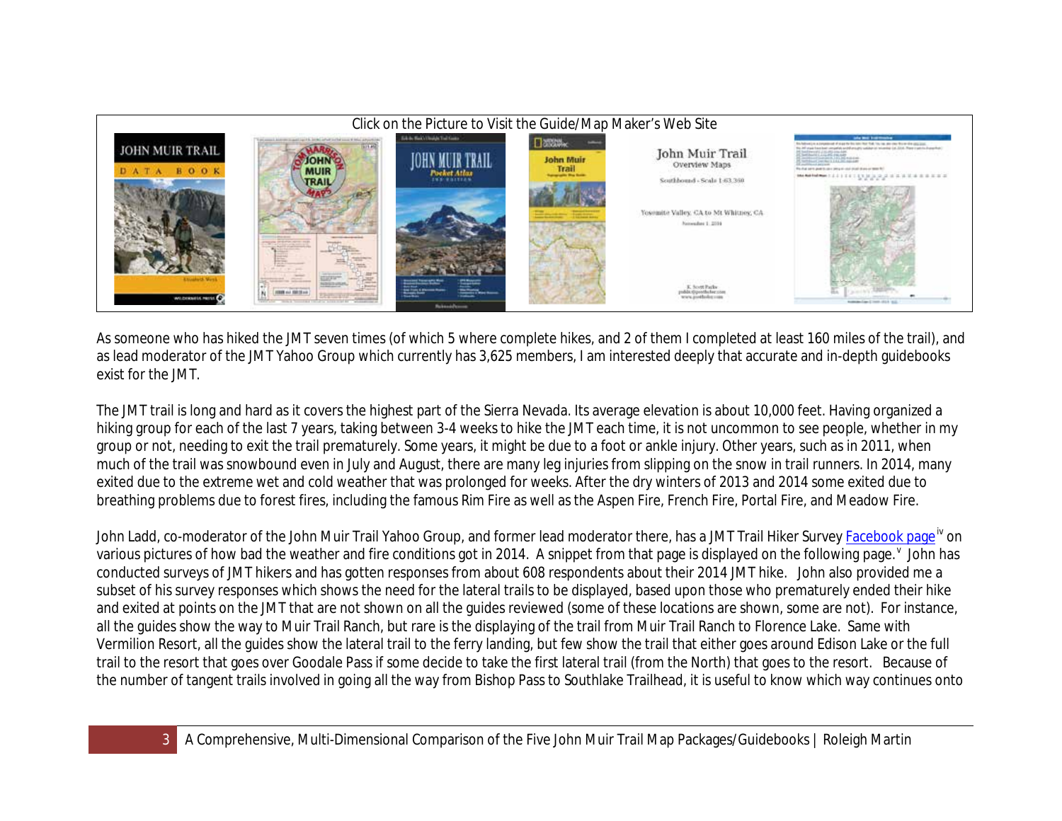Click on the Picture to Visit the Guide/Map Maker's Web Site

As someone who has hiked the JMT seven times (of which 5 where complete hikes, and 2 of them I completed at least 160 miles of the trail), and as lead moderator of the JMT Yahoo Group which currently has 3,625 members, I am interested deeply that accurate and in-depth guidebooks exist for the JMT.

The JMT trail is long and hard as it covers the highest part of the Sierra Nevada. Its average elevation is about 10,000 feet. Having organized a hiking group for each of the last 7 years, taking between 3-4 weeks to hike the JMT each time, it is not uncommon to see people, whether in my group or not, needing to exit the trail prematurely. Some years, it might be due to a foot or ankle injury. Other years, such as in 2011, when much of the trail was snowbound even in July and August, there are many leg injuries from slipping on the snow in trail runners. In 2014, many exited due to the extreme wet and cold weather that was prolonged for weeks. After the dry winters of 2013 and 2014 some exited due to breathing problems due to forest fires, including the famous Rim Fire as well as the Aspen Fire, French Fire, Portal Fire, and Meadow Fire.

John Ladd, co-moderator of the John Muir Trail Yahoo Group, and former lead moderator there, has a JMT Trail Hiker Survey Facebook page[iv] on various pictures of how bad the weather and fire conditions got in 2014. A snippet from that page is displayed on the following page.[v] John has conducted surveys of JMT hikers and has gotten responses from about 608 respondents about their 2014 JMT hike. John also provided me a subset of his survey responses which shows the need for the lateral trails to be displayed, based upon those who prematurely ended their hike and exited at points on the JMT that are not shown on all the guides reviewed (some of these locations are shown, some are not). For instance, all the guides show the way to Muir Trail Ranch, but rare is the displaying of the trail from Muir Trail Ranch to Florence Lake. Same with Vermilion Resort, all the guides show the lateral trail to the ferry landing, but few show the trail that either goes around Edison Lake or the full trail to the resort that goes over Goodale Pass if some decide to take the first lateral trail (from the North) that goes to the resort. Because of the number of tangent trails involved in going all the way from Bishop Pass to Southlake Trailhead, it is useful to know which way continues onto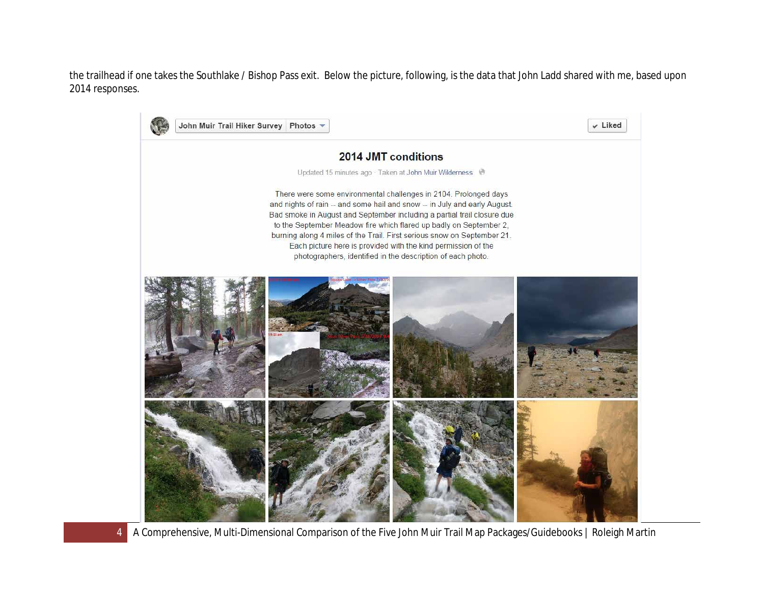the trailhead if one takes the Southlake / Bishop Pass exit. Below the picture, following, is the data that John Ladd shared with me, based upon 2014 responses.

John Muir Trail Hiker Survey | Photos

✔ Liked

**2014 JMT conditions**

Updated 15 minutes ago · Taken at John Muir Wilderness

There were some environmental challenges in 2104. Prolonged days and nights of rain -- and some hail and snow -- in July and early August. Bad smoke in August and September including a partial trail closure due to the September Meadow fire which flared up badly on September 2, burning along 4 miles of the Trail. First serious snow on September 21. Each picture here is provided with the kind permission of the photographers, identified in the description of each photo.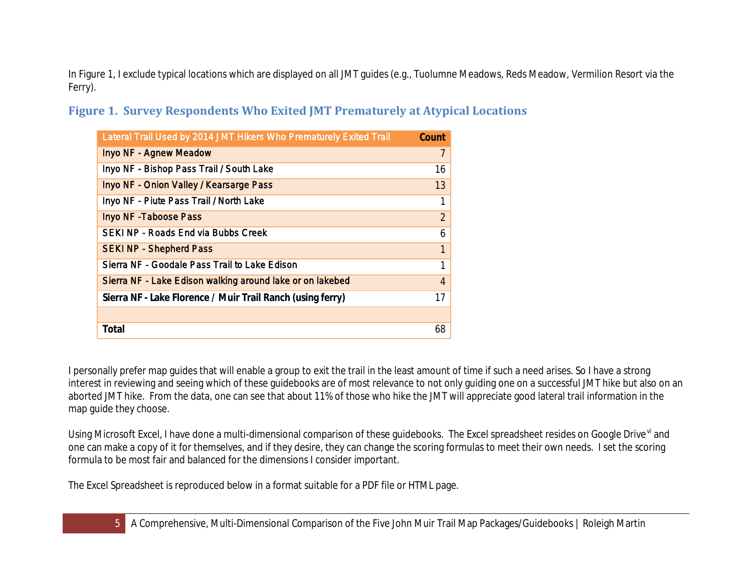In Figure 1, I exclude typical locations which are displayed on all JMT guides (e.g., Tuolumne Meadows, Reds Meadow, Vermilion Resort via the Ferry).

## Figure 1. Survey Respondents Who Exited JMT Prematurely at Atypical Locations

| Lateral Trail Used by 2014 JMT Hikers Who Prematurely Exited Trail | Count |
|---|---|
| Inyo NF - Agnew Meadow | 7 |
| Inyo NF - Bishop Pass Trail / South Lake | 16 |
| Inyo NF - Onion Valley / Kearsarge Pass | 13 |
| Inyo NF - Piute Pass Trail / North Lake | 1 |
| Inyo NF -Taboose Pass | 2 |
| SEKI NP - Roads End via Bubbs Creek | 6 |
| SEKI NP - Shepherd Pass | 1 |
| Sierra NF - Goodale Pass Trail to Lake Edison | 1 |
| Sierra NF - Lake Edison walking around lake or on lakebed | 4 |
| **Sierra NF - Lake Florence / Muir Trail Ranch (using ferry)** | 17 |
| | |
| **Total** | 68 |

I personally prefer map guides that will enable a group to exit the trail in the least amount of time if such a need arises. So I have a strong interest in reviewing and seeing which of these guidebooks are of most relevance to not only guiding one on a successful JMT hike but also on an aborted JMT hike. From the data, one can see that about 11% of those who hike the JMT will appreciate good lateral trail information in the map guide they choose.

Using Microsoft Excel, I have done a multi-dimensional comparison of these guidebooks. The Excel spreadsheet resides on Google Drive[vi] and one can make a copy of it for themselves, and if they desire, they can change the scoring formulas to meet their own needs. I set the scoring formula to be most fair and balanced for the dimensions I consider important.

The Excel Spreadsheet is reproduced below in a format suitable for a PDF file or HTML page.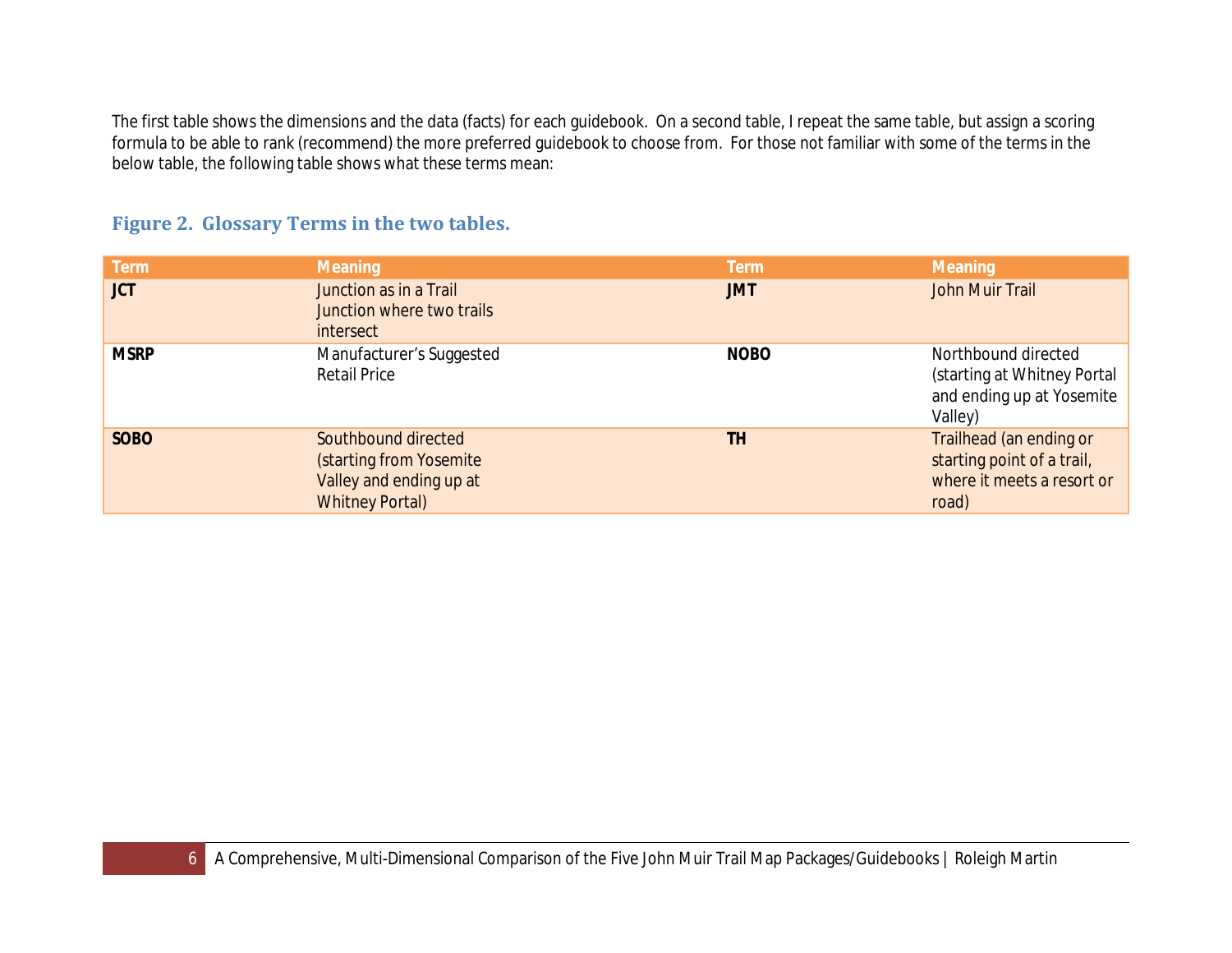The first table shows the dimensions and the data (facts) for each guidebook. On a second table, I repeat the same table, but assign a scoring formula to be able to rank (recommend) the more preferred guidebook to choose from. For those not familiar with some of the terms in the below table, the following table shows what these terms mean:

### Figure 2. Glossary Terms in the two tables.

| Term | Meaning | Term | Meaning |
|---|---|---|---|
| **JCT** | Junction as in a Trail Junction where two trails intersect | **JMT** | John Muir Trail |
| **MSRP** | Manufacturer's Suggested Retail Price | **NOBO** | Northbound directed (starting at Whitney Portal and ending up at Yosemite Valley) |
| **SOBO** | Southbound directed (starting from Yosemite Valley and ending up at Whitney Portal) | **TH** | Trailhead (an ending or starting point of a trail, where it meets a resort or road) |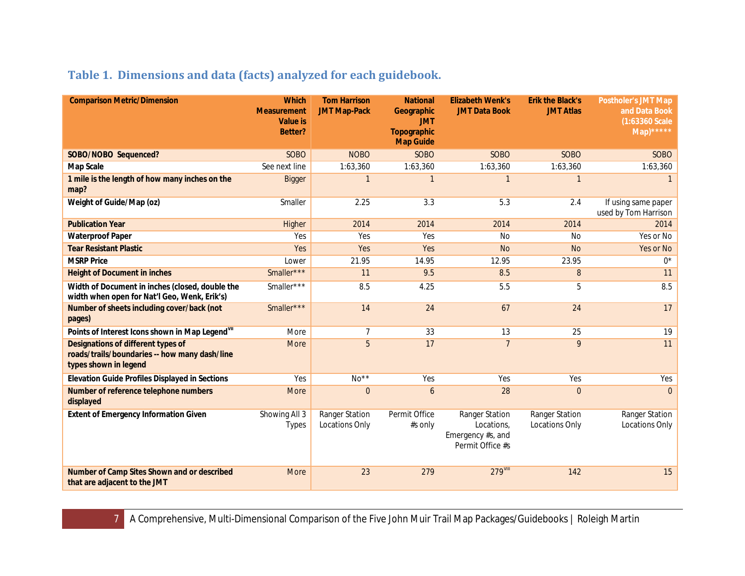### Table 1. Dimensions and data (facts) analyzed for each guidebook.

| Comparison Metric/Dimension | Which Measurement Value is Better? | Tom Harrison JMT Map-Pack | National Geographic JMT Topographic Map Guide | Elizabeth Wenk's JMT Data Book | Erik the Black's JMT Atlas | Postholer's JMT Map and Data Book (1:63360 Scale Map)***** |
|---|---|---|---|---|---|---|
| **SOBO/NOBO Sequenced?** | SOBO | NOBO | SOBO | SOBO | SOBO | SOBO |
| **Map Scale** | See next line | 1:63,360 | 1:63,360 | 1:63,360 | 1:63,360 | 1:63,360 |
| **1 mile is the length of how many inches on the map?** | Bigger | 1 | 1 | 1 | 1 | 1 |
| **Weight of Guide/Map (oz)** | Smaller | 2.25 | 3.3 | 5.3 | 2.4 | If using same paper used by Tom Harrison |
| **Publication Year** | Higher | 2014 | 2014 | 2014 | 2014 | 2014 |
| **Waterproof Paper** | Yes | Yes | Yes | No | No | Yes or No |
| **Tear Resistant Plastic** | Yes | Yes | Yes | No | No | Yes or No |
| **MSRP Price** | Lower | 21.95 | 14.95 | 12.95 | 23.95 | 0* |
| **Height of Document in inches** | Smaller*** | 11 | 9.5 | 8.5 | 8 | 11 |
| **Width of Document in inches (closed, double the width when open for Nat'l Geo, Wenk, Erik's)** | Smaller*** | 8.5 | 4.25 | 5.5 | 5 | 8.5 |
| **Number of sheets including cover/back (not pages)** | Smaller*** | 14 | 24 | 67 | 24 | 17 |
| **Points of Interest Icons shown in Map Legend[VII]** | More | 7 | 33 | 13 | 25 | 19 |
| **Designations of different types of roads/trails/boundaries -- how many dash/line types shown in legend** | More | 5 | 17 | 7 | 9 | 11 |
| **Elevation Guide Profiles Displayed in Sections** | Yes | No** | Yes | Yes | Yes | Yes |
| **Number of reference telephone numbers displayed** | More | 0 | 6 | 28 | 0 | 0 |
| **Extent of Emergency Information Given** | Showing All 3 Types | Ranger Station Locations Only | Permit Office #s only | Ranger Station Locations, Emergency #s, and Permit Office #s | Ranger Station Locations Only | Ranger Station Locations Only |
| **Number of Camp Sites Shown and or described that are adjacent to the JMT** | More | 23 | 279 | 279[VIII] | 142 | 15 |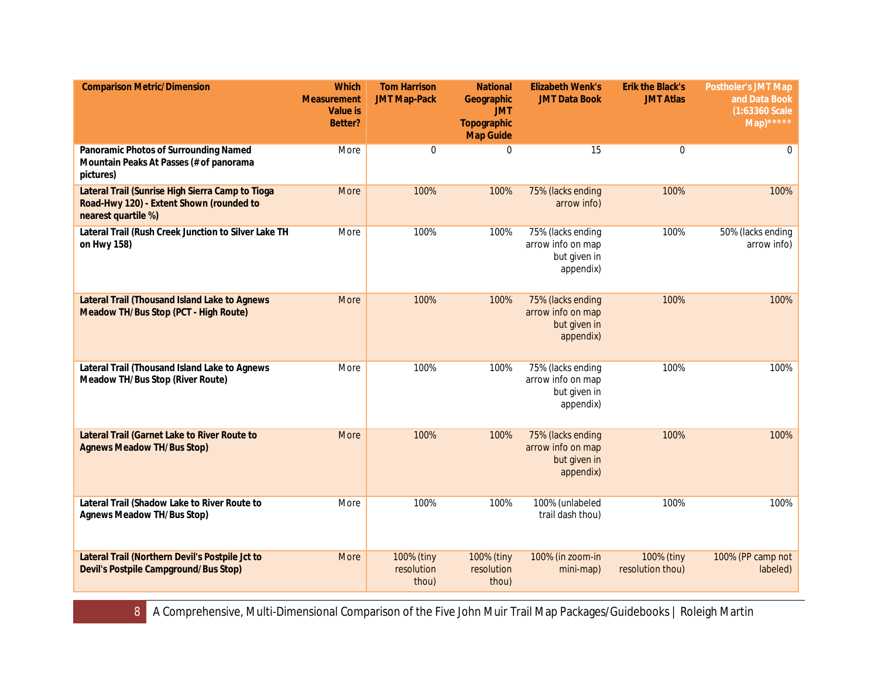| Comparison Metric/Dimension | Which Measurement Value is Better? | Tom Harrison JMT Map-Pack | National Geographic JMT Topographic Map Guide | Elizabeth Wenk's JMT Data Book | Erik the Black's JMT Atlas | Postholer's JMT Map and Data Book (1:63360 Scale Map)***** |
|---|---|---|---|---|---|---|
| Panoramic Photos of Surrounding Named Mountain Peaks At Passes (# of panorama pictures) | More | 0 | 0 | 15 | 0 | 0 |
| Lateral Trail (Sunrise High Sierra Camp to Tioga Road-Hwy 120) - Extent Shown (rounded to nearest quartile %) | More | 100% | 100% | 75% (lacks ending arrow info) | 100% | 100% |
| Lateral Trail (Rush Creek Junction to Silver Lake TH on Hwy 158) | More | 100% | 100% | 75% (lacks ending arrow info on map but given in appendix) | 100% | 50% (lacks ending arrow info) |
| Lateral Trail (Thousand Island Lake to Agnews Meadow TH/Bus Stop (PCT - High Route) | More | 100% | 100% | 75% (lacks ending arrow info on map but given in appendix) | 100% | 100% |
| Lateral Trail (Thousand Island Lake to Agnews Meadow TH/Bus Stop (River Route) | More | 100% | 100% | 75% (lacks ending arrow info on map but given in appendix) | 100% | 100% |
| Lateral Trail (Garnet Lake to River Route to Agnews Meadow TH/Bus Stop) | More | 100% | 100% | 75% (lacks ending arrow info on map but given in appendix) | 100% | 100% |
| Lateral Trail (Shadow Lake to River Route to Agnews Meadow TH/Bus Stop) | More | 100% | 100% | 100% (unlabeled trail dash thou) | 100% | 100% |
| Lateral Trail (Northern Devil's Postpile Jct to Devil's Postpile Campground/Bus Stop) | More | 100% (tiny resolution thou) | 100% (tiny resolution thou) | 100% (in zoom-in mini-map) | 100% (tiny resolution thou) | 100% (PP camp not labeled) |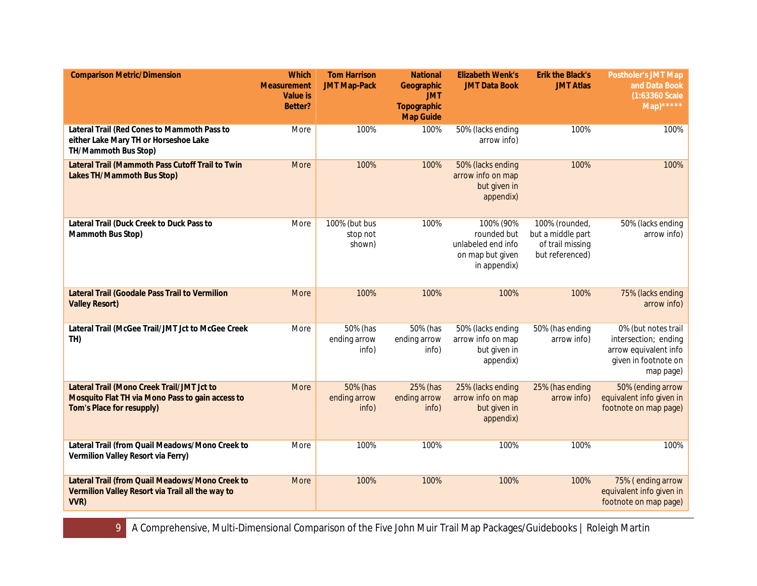| Comparison Metric/Dimension | Which Measurement Value is Better? | Tom Harrison JMT Map-Pack | National Geographic JMT Topographic Map Guide | Elizabeth Wenk's JMT Data Book | Erik the Black's JMT Atlas | Postholer's JMT Map and Data Book (1:63360 Scale Map)***** |
|---|---|---|---|---|---|---|
| **Lateral Trail (Red Cones to Mammoth Pass to either Lake Mary TH or Horseshoe Lake TH/Mammoth Bus Stop)** | More | 100% | 100% | 50% (lacks ending arrow info) | 100% | 100% |
| **Lateral Trail (Mammoth Pass Cutoff Trail to Twin Lakes TH/Mammoth Bus Stop)** | More | 100% | 100% | 50% (lacks ending arrow info on map but given in appendix) | 100% | 100% |
| **Lateral Trail (Duck Creek to Duck Pass to Mammoth Bus Stop)** | More | 100% (but bus stop not shown) | 100% | 100% (90% rounded but unlabeled end info on map but given in appendix) | 100% (rounded, but a middle part of trail missing but referenced) | 50% (lacks ending arrow info) |
| **Lateral Trail (Goodale Pass Trail to Vermilion Valley Resort)** | More | 100% | 100% | 100% | 100% | 75% (lacks ending arrow info) |
| **Lateral Trail (McGee Trail/JMT Jct to McGee Creek TH)** | More | 50% (has ending arrow info) | 50% (has ending arrow info) | 50% (lacks ending arrow info on map but given in appendix) | 50% (has ending arrow info) | 0% (but notes trail intersection; ending arrow equivalent info given in footnote on map page) |
| **Lateral Trail (Mono Creek Trail/JMT Jct to Mosquito Flat TH via Mono Pass to gain access to Tom's Place for resupply)** | More | 50% (has ending arrow info) | 25% (has ending arrow info) | 25% (lacks ending arrow info on map but given in appendix) | 25% (has ending arrow info) | 50% (ending arrow equivalent info given in footnote on map page) |
| **Lateral Trail (from Quail Meadows/Mono Creek to Vermilion Valley Resort via Ferry)** | More | 100% | 100% | 100% | 100% | 100% |
| **Lateral Trail (from Quail Meadows/Mono Creek to Vermilion Valley Resort via Trail all the way to VVR)** | More | 100% | 100% | 100% | 100% | 75% ( ending arrow equivalent info given in footnote on map page) |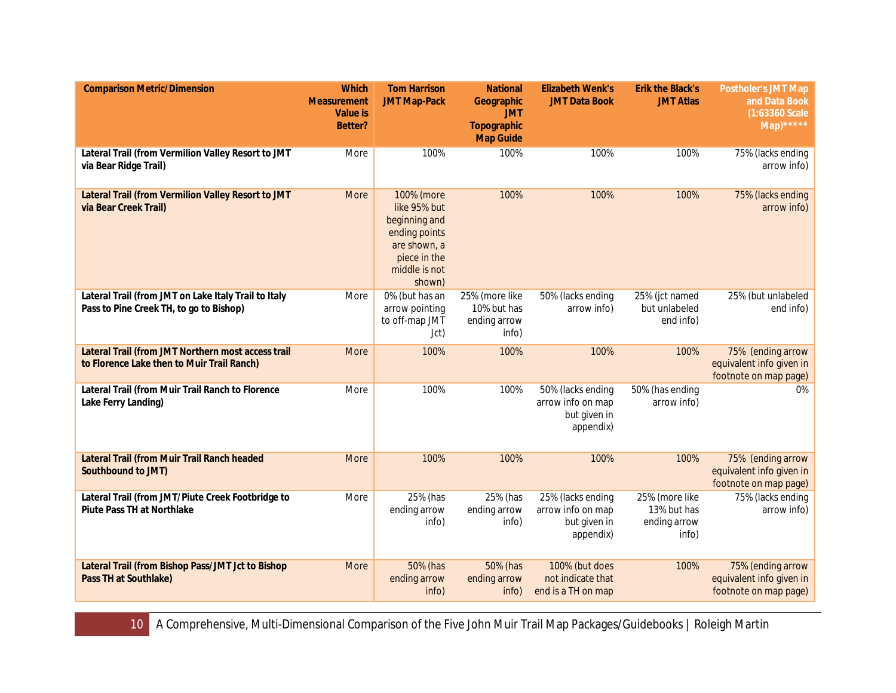| Comparison Metric/Dimension | Which Measurement Value is Better? | Tom Harrison JMT Map-Pack | National Geographic JMT Topographic Map Guide | Elizabeth Wenk's JMT Data Book | Erik the Black's JMT Atlas | Postholer's JMT Map and Data Book (1:63360 Scale Map)***** |
|---|---|---|---|---|---|---|
| Lateral Trail (from Vermilion Valley Resort to JMT via Bear Ridge Trail) | More | 100% | 100% | 100% | 100% | 75% (lacks ending arrow info) |
| Lateral Trail (from Vermilion Valley Resort to JMT via Bear Creek Trail) | More | 100% (more like 95% but beginning and ending points are shown, a piece in the middle is not shown) | 100% | 100% | 100% | 75% (lacks ending arrow info) |
| Lateral Trail (from JMT on Lake Italy Trail to Italy Pass to Pine Creek TH, to go to Bishop) | More | 0% (but has an arrow pointing to off-map JMT Jct) | 25% (more like 10% but has ending arrow info) | 50% (lacks ending arrow info) | 25% (jct named but unlabeled end info) | 25% (but unlabeled end info) |
| Lateral Trail (from JMT Northern most access trail to Florence Lake then to Muir Trail Ranch) | More | 100% | 100% | 100% | 100% | 75% (ending arrow equivalent info given in footnote on map page) |
| Lateral Trail (from Muir Trail Ranch to Florence Lake Ferry Landing) | More | 100% | 100% | 50% (lacks ending arrow info on map but given in appendix) | 50% (has ending arrow info) | 0% |
| Lateral Trail (from Muir Trail Ranch headed Southbound to JMT) | More | 100% | 100% | 100% | 100% | 75% (ending arrow equivalent info given in footnote on map page) |
| Lateral Trail (from JMT/Piute Creek Footbridge to Piute Pass TH at Northlake | More | 25% (has ending arrow info) | 25% (has ending arrow info) | 25% (lacks ending arrow info on map but given in appendix) | 25% (more like 13% but has ending arrow info) | 75% (lacks ending arrow info) |
| Lateral Trail (from Bishop Pass/JMT Jct to Bishop Pass TH at Southlake) | More | 50% (has ending arrow info) | 50% (has ending arrow info) | 100% (but does not indicate that end is a TH on map | 100% | 75% (ending arrow equivalent info given in footnote on map page) |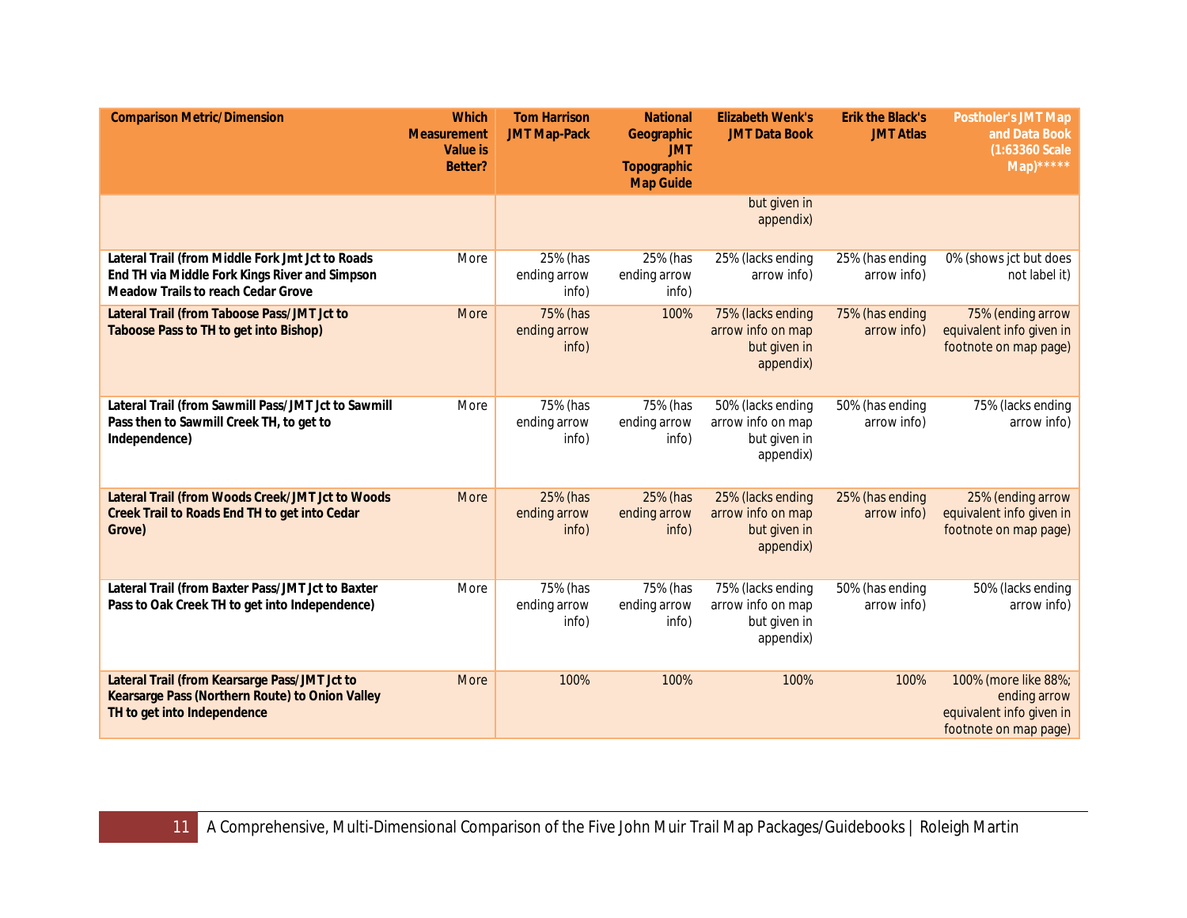| Comparison Metric/Dimension | Which Measurement Value is Better? | Tom Harrison JMT Map-Pack | National Geographic JMT Topographic Map Guide | Elizabeth Wenk's JMT Data Book | Erik the Black's JMT Atlas | Postholer's JMT Map and Data Book (1:63360 Scale Map)***** |
|---|---|---|---|---|---|---|
| | | | | but given in appendix) | | |
| Lateral Trail (from Middle Fork Jmt Jct to Roads End TH via Middle Fork Kings River and Simpson Meadow Trails to reach Cedar Grove | More | 25% (has ending arrow info) | 25% (has ending arrow info) | 25% (lacks ending arrow info) | 25% (has ending arrow info) | 0% (shows jct but does not label it) |
| Lateral Trail (from Taboose Pass/JMT Jct to Taboose Pass to TH to get into Bishop) | More | 75% (has ending arrow info) | 100% | 75% (lacks ending arrow info on map but given in appendix) | 75% (has ending arrow info) | 75% (ending arrow equivalent info given in footnote on map page) |
| Lateral Trail (from Sawmill Pass/JMT Jct to Sawmill Pass then to Sawmill Creek TH, to get to Independence) | More | 75% (has ending arrow info) | 75% (has ending arrow info) | 50% (lacks ending arrow info on map but given in appendix) | 50% (has ending arrow info) | 75% (lacks ending arrow info) |
| Lateral Trail (from Woods Creek/JMT Jct to Woods Creek Trail to Roads End TH to get into Cedar Grove) | More | 25% (has ending arrow info) | 25% (has ending arrow info) | 25% (lacks ending arrow info on map but given in appendix) | 25% (has ending arrow info) | 25% (ending arrow equivalent info given in footnote on map page) |
| Lateral Trail (from Baxter Pass/JMT Jct to Baxter Pass to Oak Creek TH to get into Independence) | More | 75% (has ending arrow info) | 75% (has ending arrow info) | 75% (lacks ending arrow info on map but given in appendix) | 50% (has ending arrow info) | 50% (lacks ending arrow info) |
| Lateral Trail (from Kearsarge Pass/JMT Jct to Kearsarge Pass (Northern Route) to Onion Valley TH to get into Independence | More | 100% | 100% | 100% | 100% | 100% (more like 88%; ending arrow equivalent info given in footnote on map page) |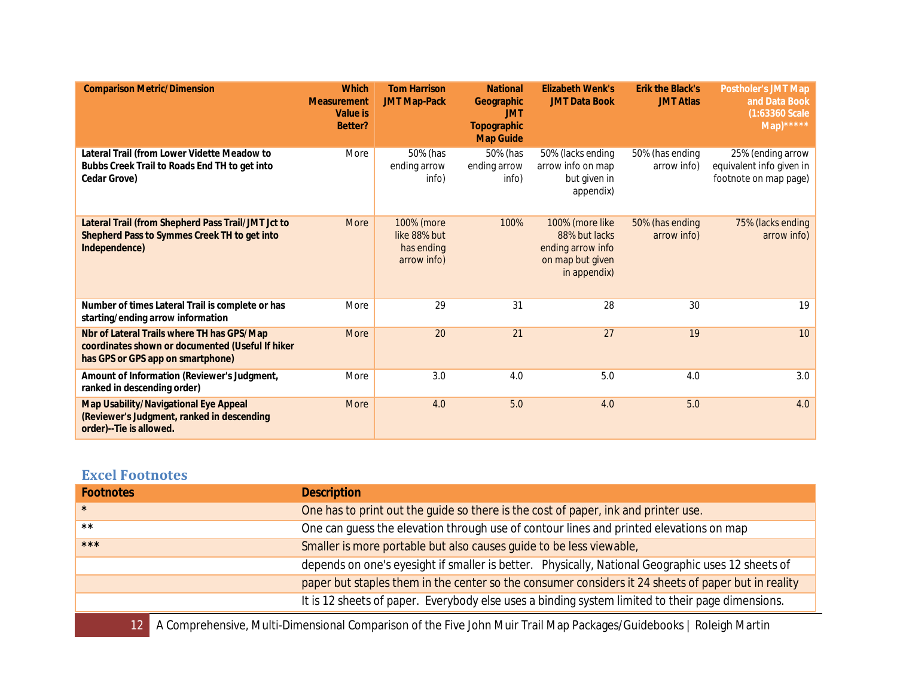| Comparison Metric/Dimension | Which Measurement Value is Better? | Tom Harrison JMT Map-Pack | National Geographic JMT Topographic Map Guide | Elizabeth Wenk's JMT Data Book | Erik the Black's JMT Atlas | Postholer's JMT Map and Data Book (1:63360 Scale Map)***** |
|---|---|---|---|---|---|---|
| **Lateral Trail (from Lower Vidette Meadow to Bubbs Creek Trail to Roads End TH to get into Cedar Grove)** | More | 50% (has ending arrow info) | 50% (has ending arrow info) | 50% (lacks ending arrow info on map but given in appendix) | 50% (has ending arrow info) | 25% (ending arrow equivalent info given in footnote on map page) |
| **Lateral Trail (from Shepherd Pass Trail/JMT Jct to Shepherd Pass to Symmes Creek TH to get into Independence)** | More | 100% (more like 88% but has ending arrow info) | 100% | 100% (more like 88% but lacks ending arrow info on map but given in appendix) | 50% (has ending arrow info) | 75% (lacks ending arrow info) |
| **Number of times Lateral Trail is complete or has starting/ending arrow information** | More | 29 | 31 | 28 | 30 | 19 |
| **Nbr of Lateral Trails where TH has GPS/Map coordinates shown or documented (Useful If hiker has GPS or GPS app on smartphone)** | More | 20 | 21 | 27 | 19 | 10 |
| **Amount of Information (Reviewer's Judgment, ranked in descending order)** | More | 3.0 | 4.0 | 5.0 | 4.0 | 3.0 |
| **Map Usability/Navigational Eye Appeal (Reviewer's Judgment, ranked in descending order)--Tie is allowed.** | More | 4.0 | 5.0 | 4.0 | 5.0 | 4.0 |

## Excel Footnotes

| Footnotes | Description |
|---|---|
| * | One has to print out the guide so there is the cost of paper, ink and printer use. |
| ** | One can guess the elevation through use of contour lines and printed elevations on map |
| *** | Smaller is more portable but also causes guide to be less viewable, |
| | depends on one's eyesight if smaller is better. Physically, National Geographic uses 12 sheets of |
| | paper but staples them in the center so the consumer considers it 24 sheets of paper but in reality |
| | It is 12 sheets of paper. Everybody else uses a binding system limited to their page dimensions. |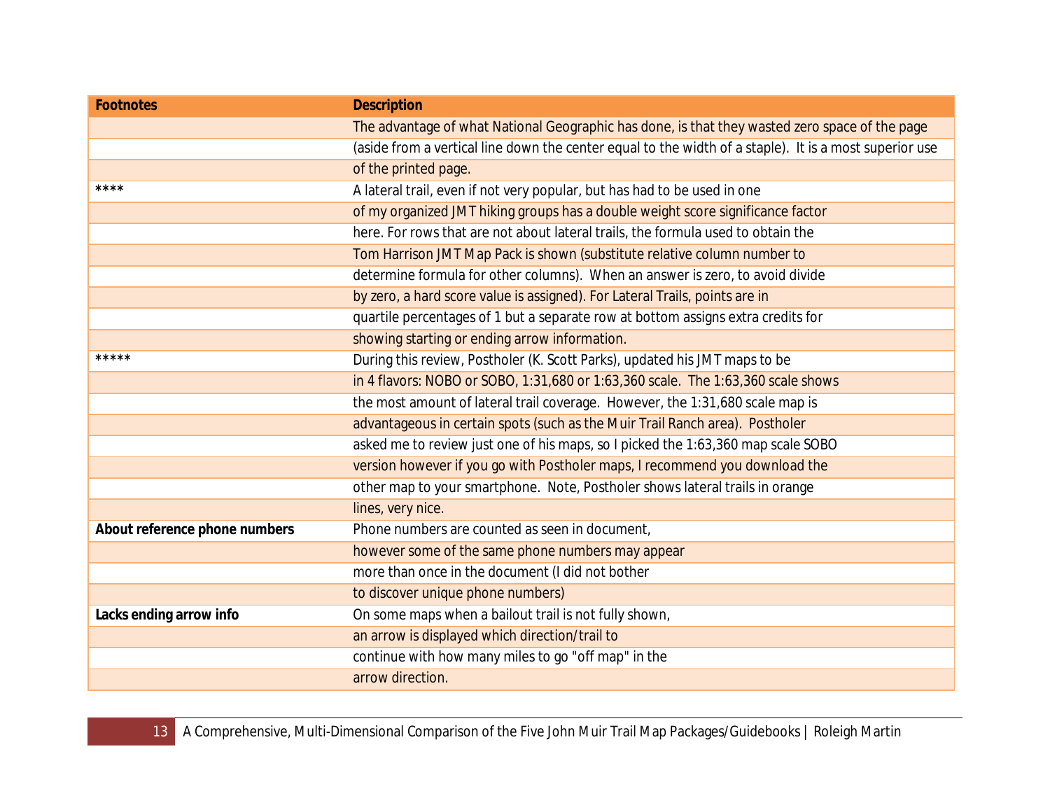| Footnotes | Description |
|---|---|
| | The advantage of what National Geographic has done, is that they wasted zero space of the page |
| | (aside from a vertical line down the center equal to the width of a staple). It is a most superior use |
| | of the printed page. |
| **** | A lateral trail, even if not very popular, but has had to be used in one |
| | of my organized JMT hiking groups has a double weight score significance factor |
| | here. For rows that are not about lateral trails, the formula used to obtain the |
| | Tom Harrison JMT Map Pack is shown (substitute relative column number to |
| | determine formula for other columns). When an answer is zero, to avoid divide |
| | by zero, a hard score value is assigned). For Lateral Trails, points are in |
| | quartile percentages of 1 but a separate row at bottom assigns extra credits for |
| | showing starting or ending arrow information. |
| ***** | During this review, Postholer (K. Scott Parks), updated his JMT maps to be |
| | in 4 flavors: NOBO or SOBO, 1:31,680 or 1:63,360 scale. The 1:63,360 scale shows |
| | the most amount of lateral trail coverage. However, the 1:31,680 scale map is |
| | advantageous in certain spots (such as the Muir Trail Ranch area). Postholer |
| | asked me to review just one of his maps, so I picked the 1:63,360 map scale SOBO |
| | version however if you go with Postholer maps, I recommend you download the |
| | other map to your smartphone. Note, Postholer shows lateral trails in orange |
| | lines, very nice. |
| **About reference phone numbers** | Phone numbers are counted as seen in document, |
| | however some of the same phone numbers may appear |
| | more than once in the document (I did not bother |
| | to discover unique phone numbers) |
| **Lacks ending arrow info** | On some maps when a bailout trail is not fully shown, |
| | an arrow is displayed which direction/trail to |
| | continue with how many miles to go "off map" in the |
| | arrow direction. |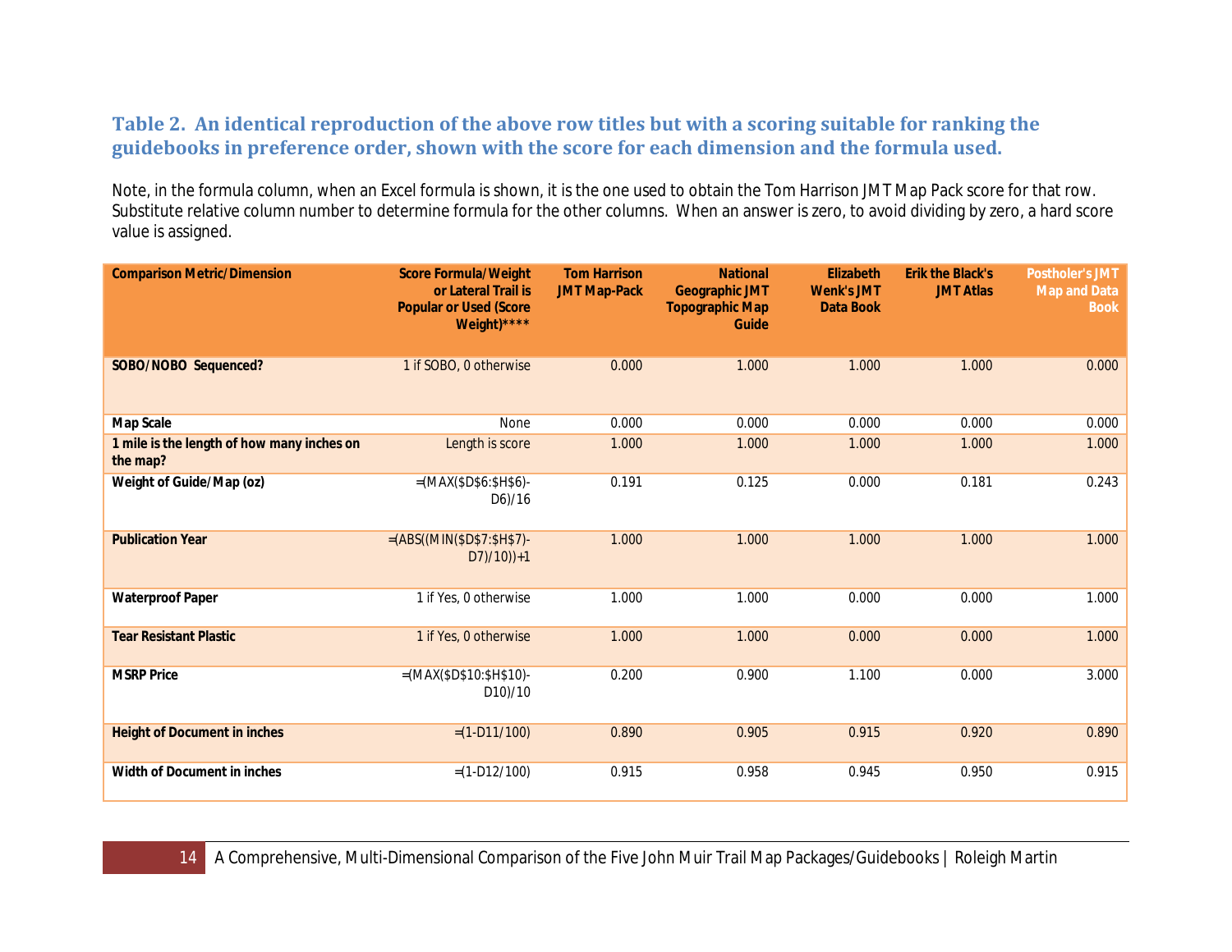### Table 2. An identical reproduction of the above row titles but with a scoring suitable for ranking the guidebooks in preference order, shown with the score for each dimension and the formula used.

Note, in the formula column, when an Excel formula is shown, it is the one used to obtain the Tom Harrison JMT Map Pack score for that row. Substitute relative column number to determine formula for the other columns. When an answer is zero, to avoid dividing by zero, a hard score value is assigned.

| Comparison Metric/Dimension | Score Formula/Weight or Lateral Trail is Popular or Used (Score Weight)**** | Tom Harrison JMT Map-Pack | National Geographic JMT Topographic Map Guide | Elizabeth Wenk's JMT Data Book | Erik the Black's JMT Atlas | Postholer's JMT Map and Data Book |
|---|---|---|---|---|---|---|
| **SOBO/NOBO Sequenced?** | 1 if SOBO, 0 otherwise | 0.000 | 1.000 | 1.000 | 1.000 | 0.000 |
| **Map Scale** | None | 0.000 | 0.000 | 0.000 | 0.000 | 0.000 |
| **1 mile is the length of how many inches on the map?** | Length is score | 1.000 | 1.000 | 1.000 | 1.000 | 1.000 |
| **Weight of Guide/Map (oz)** | =(MAX($D$6:$H$6)-D6)/16 | 0.191 | 0.125 | 0.000 | 0.181 | 0.243 |
| **Publication Year** | =(ABS((MIN($D$7:$H$7)-D7)/10))+1 | 1.000 | 1.000 | 1.000 | 1.000 | 1.000 |
| **Waterproof Paper** | 1 if Yes, 0 otherwise | 1.000 | 1.000 | 0.000 | 0.000 | 1.000 |
| **Tear Resistant Plastic** | 1 if Yes, 0 otherwise | 1.000 | 1.000 | 0.000 | 0.000 | 1.000 |
| **MSRP Price** | =(MAX($D$10:$H$10)-D10)/10 | 0.200 | 0.900 | 1.100 | 0.000 | 3.000 |
| **Height of Document in inches** | =(1-D11/100) | 0.890 | 0.905 | 0.915 | 0.920 | 0.890 |
| **Width of Document in inches** | =(1-D12/100) | 0.915 | 0.958 | 0.945 | 0.950 | 0.915 |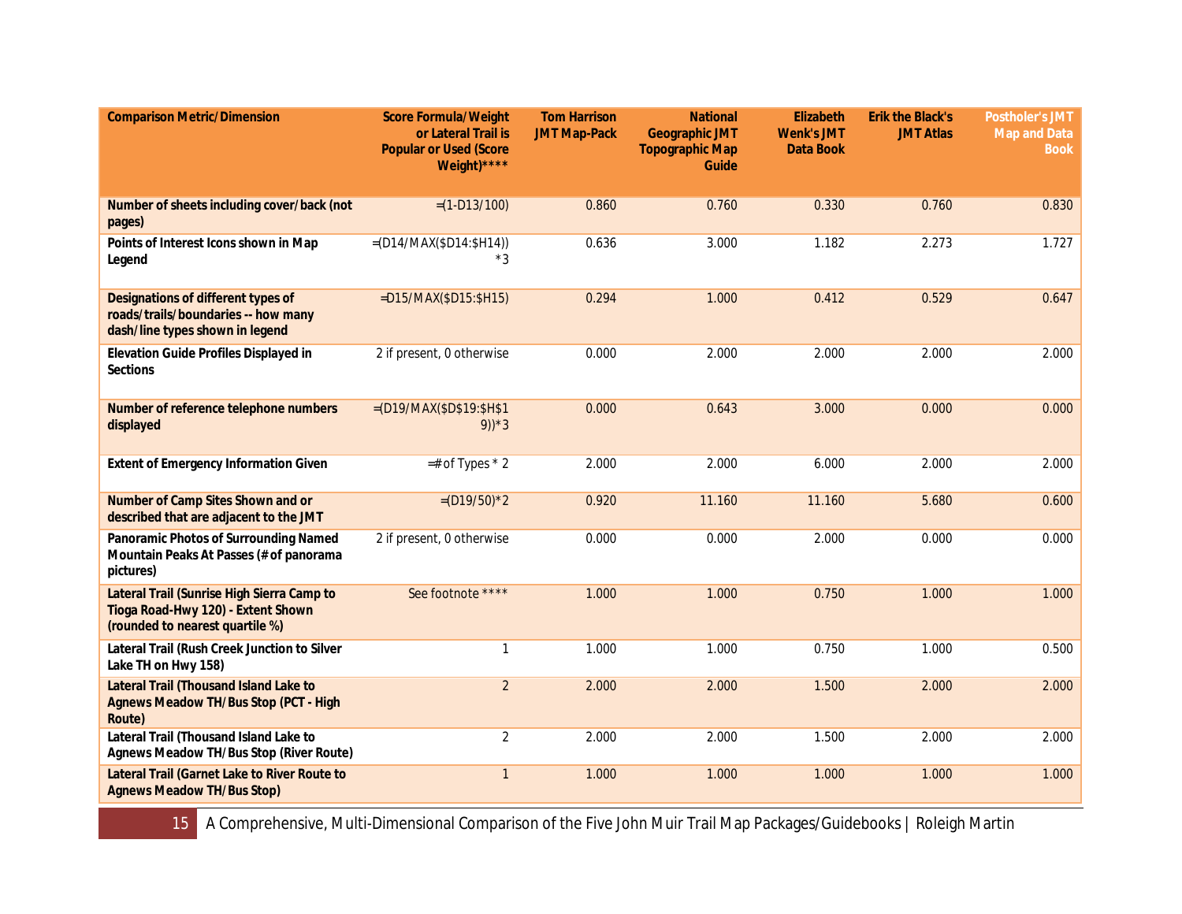| Comparison Metric/Dimension | Score Formula/Weight or Lateral Trail is Popular or Used (Score Weight)**** | Tom Harrison JMT Map-Pack | National Geographic JMT Topographic Map Guide | Elizabeth Wenk's JMT Data Book | Erik the Black's JMT Atlas | Postholer's JMT Map and Data Book |
|---|---|---|---|---|---|---|
| Number of sheets including cover/back (not pages) | =(1-D13/100) | 0.860 | 0.760 | 0.330 | 0.760 | 0.830 |
| Points of Interest Icons shown in Map Legend | =(D14/MAX($D14:$H14))*3 | 0.636 | 3.000 | 1.182 | 2.273 | 1.727 |
| Designations of different types of roads/trails/boundaries -- how many dash/line types shown in legend | =D15/MAX($D15:$H15) | 0.294 | 1.000 | 0.412 | 0.529 | 0.647 |
| Elevation Guide Profiles Displayed in Sections | 2 if present, 0 otherwise | 0.000 | 2.000 | 2.000 | 2.000 | 2.000 |
| Number of reference telephone numbers displayed | =(D19/MAX($D$19:$H$19))*3 | 0.000 | 0.643 | 3.000 | 0.000 | 0.000 |
| Extent of Emergency Information Given | =# of Types * 2 | 2.000 | 2.000 | 6.000 | 2.000 | 2.000 |
| Number of Camp Sites Shown and or described that are adjacent to the JMT | =(D19/50)*2 | 0.920 | 11.160 | 11.160 | 5.680 | 0.600 |
| Panoramic Photos of Surrounding Named Mountain Peaks At Passes (# of panorama pictures) | 2 if present, 0 otherwise | 0.000 | 0.000 | 2.000 | 0.000 | 0.000 |
| Lateral Trail (Sunrise High Sierra Camp to Tioga Road-Hwy 120) - Extent Shown (rounded to nearest quartile %) | See footnote **** | 1.000 | 1.000 | 0.750 | 1.000 | 1.000 |
| Lateral Trail (Rush Creek Junction to Silver Lake TH on Hwy 158) | 1 | 1.000 | 1.000 | 0.750 | 1.000 | 0.500 |
| Lateral Trail (Thousand Island Lake to Agnews Meadow TH/Bus Stop (PCT - High Route) | 2 | 2.000 | 2.000 | 1.500 | 2.000 | 2.000 |
| Lateral Trail (Thousand Island Lake to Agnews Meadow TH/Bus Stop (River Route) | 2 | 2.000 | 2.000 | 1.500 | 2.000 | 2.000 |
| Lateral Trail (Garnet Lake to River Route to Agnews Meadow TH/Bus Stop) | 1 | 1.000 | 1.000 | 1.000 | 1.000 | 1.000 |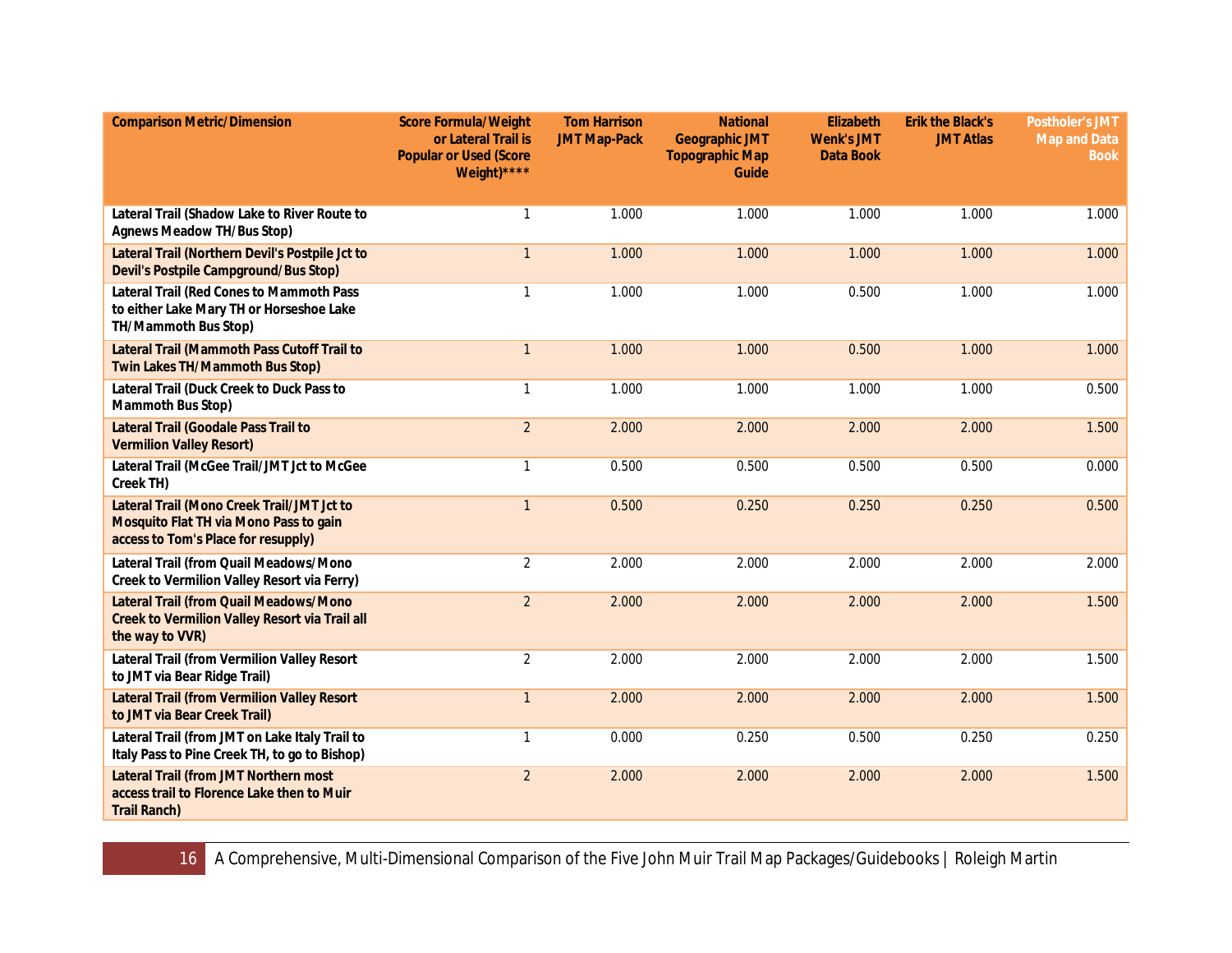| Comparison Metric/Dimension | Score Formula/Weight or Lateral Trail is Popular or Used (Score Weight)**** | Tom Harrison JMT Map-Pack | National Geographic JMT Topographic Map Guide | Elizabeth Wenk's JMT Data Book | Erik the Black's JMT Atlas | Postholer's JMT Map and Data Book |
|---|---|---|---|---|---|---|
| Lateral Trail (Shadow Lake to River Route to Agnews Meadow TH/Bus Stop) | 1 | 1.000 | 1.000 | 1.000 | 1.000 | 1.000 |
| Lateral Trail (Northern Devil's Postpile Jct to Devil's Postpile Campground/Bus Stop) | 1 | 1.000 | 1.000 | 1.000 | 1.000 | 1.000 |
| Lateral Trail (Red Cones to Mammoth Pass to either Lake Mary TH or Horseshoe Lake TH/Mammoth Bus Stop) | 1 | 1.000 | 1.000 | 0.500 | 1.000 | 1.000 |
| Lateral Trail (Mammoth Pass Cutoff Trail to Twin Lakes TH/Mammoth Bus Stop) | 1 | 1.000 | 1.000 | 0.500 | 1.000 | 1.000 |
| Lateral Trail (Duck Creek to Duck Pass to Mammoth Bus Stop) | 1 | 1.000 | 1.000 | 1.000 | 1.000 | 0.500 |
| Lateral Trail (Goodale Pass Trail to Vermilion Valley Resort) | 2 | 2.000 | 2.000 | 2.000 | 2.000 | 1.500 |
| Lateral Trail (McGee Trail/JMT Jct to McGee Creek TH) | 1 | 0.500 | 0.500 | 0.500 | 0.500 | 0.000 |
| Lateral Trail (Mono Creek Trail/JMT Jct to Mosquito Flat TH via Mono Pass to gain access to Tom's Place for resupply) | 1 | 0.500 | 0.250 | 0.250 | 0.250 | 0.500 |
| Lateral Trail (from Quail Meadows/Mono Creek to Vermilion Valley Resort via Ferry) | 2 | 2.000 | 2.000 | 2.000 | 2.000 | 2.000 |
| Lateral Trail (from Quail Meadows/Mono Creek to Vermilion Valley Resort via Trail all the way to VVR) | 2 | 2.000 | 2.000 | 2.000 | 2.000 | 1.500 |
| Lateral Trail (from Vermilion Valley Resort to JMT via Bear Ridge Trail) | 2 | 2.000 | 2.000 | 2.000 | 2.000 | 1.500 |
| Lateral Trail (from Vermilion Valley Resort to JMT via Bear Creek Trail) | 1 | 2.000 | 2.000 | 2.000 | 2.000 | 1.500 |
| Lateral Trail (from JMT on Lake Italy Trail to Italy Pass to Pine Creek TH, to go to Bishop) | 1 | 0.000 | 0.250 | 0.500 | 0.250 | 0.250 |
| Lateral Trail (from JMT Northern most access trail to Florence Lake then to Muir Trail Ranch) | 2 | 2.000 | 2.000 | 2.000 | 2.000 | 1.500 |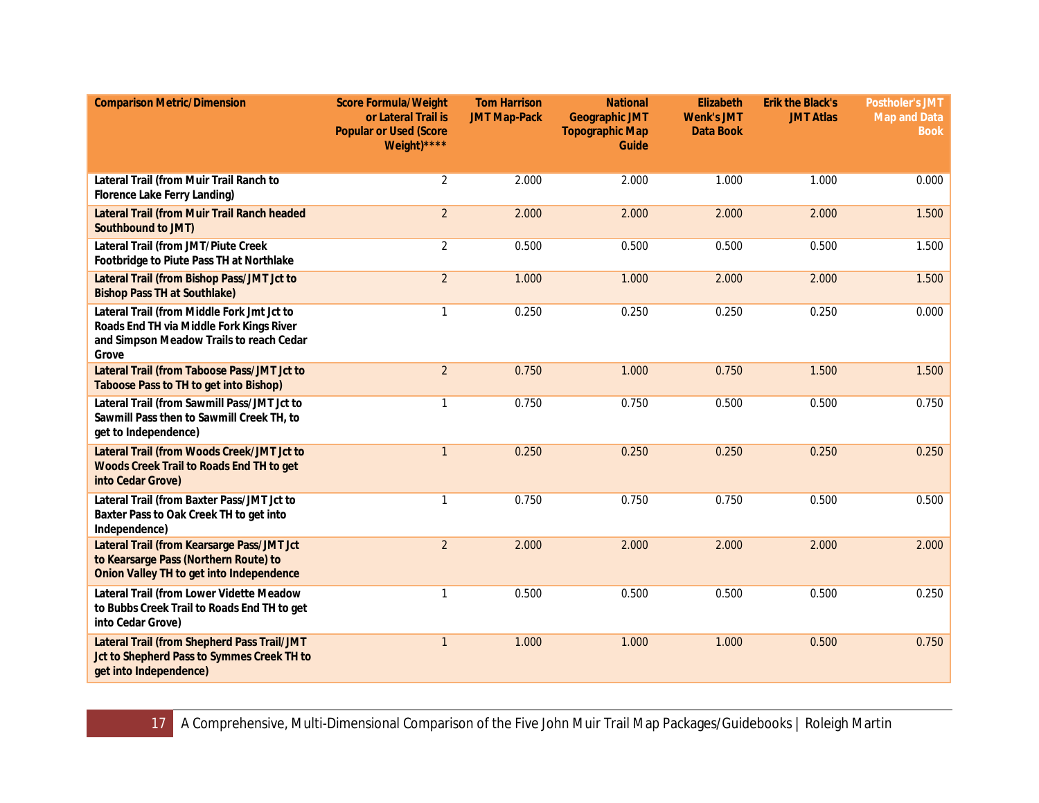| Comparison Metric/Dimension | Score Formula/Weight or Lateral Trail is Popular or Used (Score Weight)**** | Tom Harrison JMT Map-Pack | National Geographic JMT Topographic Map Guide | Elizabeth Wenk's JMT Data Book | Erik the Black's JMT Atlas | Postholer's JMT Map and Data Book |
|---|---|---|---|---|---|---|
| Lateral Trail (from Muir Trail Ranch to Florence Lake Ferry Landing) | 2 | 2.000 | 2.000 | 1.000 | 1.000 | 0.000 |
| Lateral Trail (from Muir Trail Ranch headed Southbound to JMT) | 2 | 2.000 | 2.000 | 2.000 | 2.000 | 1.500 |
| Lateral Trail (from JMT/Piute Creek Footbridge to Piute Pass TH at Northlake | 2 | 0.500 | 0.500 | 0.500 | 0.500 | 1.500 |
| Lateral Trail (from Bishop Pass/JMT Jct to Bishop Pass TH at Southlake) | 2 | 1.000 | 1.000 | 2.000 | 2.000 | 1.500 |
| Lateral Trail (from Middle Fork Jmt Jct to Roads End TH via Middle Fork Kings River and Simpson Meadow Trails to reach Cedar Grove | 1 | 0.250 | 0.250 | 0.250 | 0.250 | 0.000 |
| Lateral Trail (from Taboose Pass/JMT Jct to Taboose Pass to TH to get into Bishop) | 2 | 0.750 | 1.000 | 0.750 | 1.500 | 1.500 |
| Lateral Trail (from Sawmill Pass/JMT Jct to Sawmill Pass then to Sawmill Creek TH, to get to Independence) | 1 | 0.750 | 0.750 | 0.500 | 0.500 | 0.750 |
| Lateral Trail (from Woods Creek/JMT Jct to Woods Creek Trail to Roads End TH to get into Cedar Grove) | 1 | 0.250 | 0.250 | 0.250 | 0.250 | 0.250 |
| Lateral Trail (from Baxter Pass/JMT Jct to Baxter Pass to Oak Creek TH to get into Independence) | 1 | 0.750 | 0.750 | 0.750 | 0.500 | 0.500 |
| Lateral Trail (from Kearsarge Pass/JMT Jct to Kearsarge Pass (Northern Route) to Onion Valley TH to get into Independence | 2 | 2.000 | 2.000 | 2.000 | 2.000 | 2.000 |
| Lateral Trail (from Lower Vidette Meadow to Bubbs Creek Trail to Roads End TH to get into Cedar Grove) | 1 | 0.500 | 0.500 | 0.500 | 0.500 | 0.250 |
| Lateral Trail (from Shepherd Pass Trail/JMT Jct to Shepherd Pass to Symmes Creek TH to get into Independence) | 1 | 1.000 | 1.000 | 1.000 | 0.500 | 0.750 |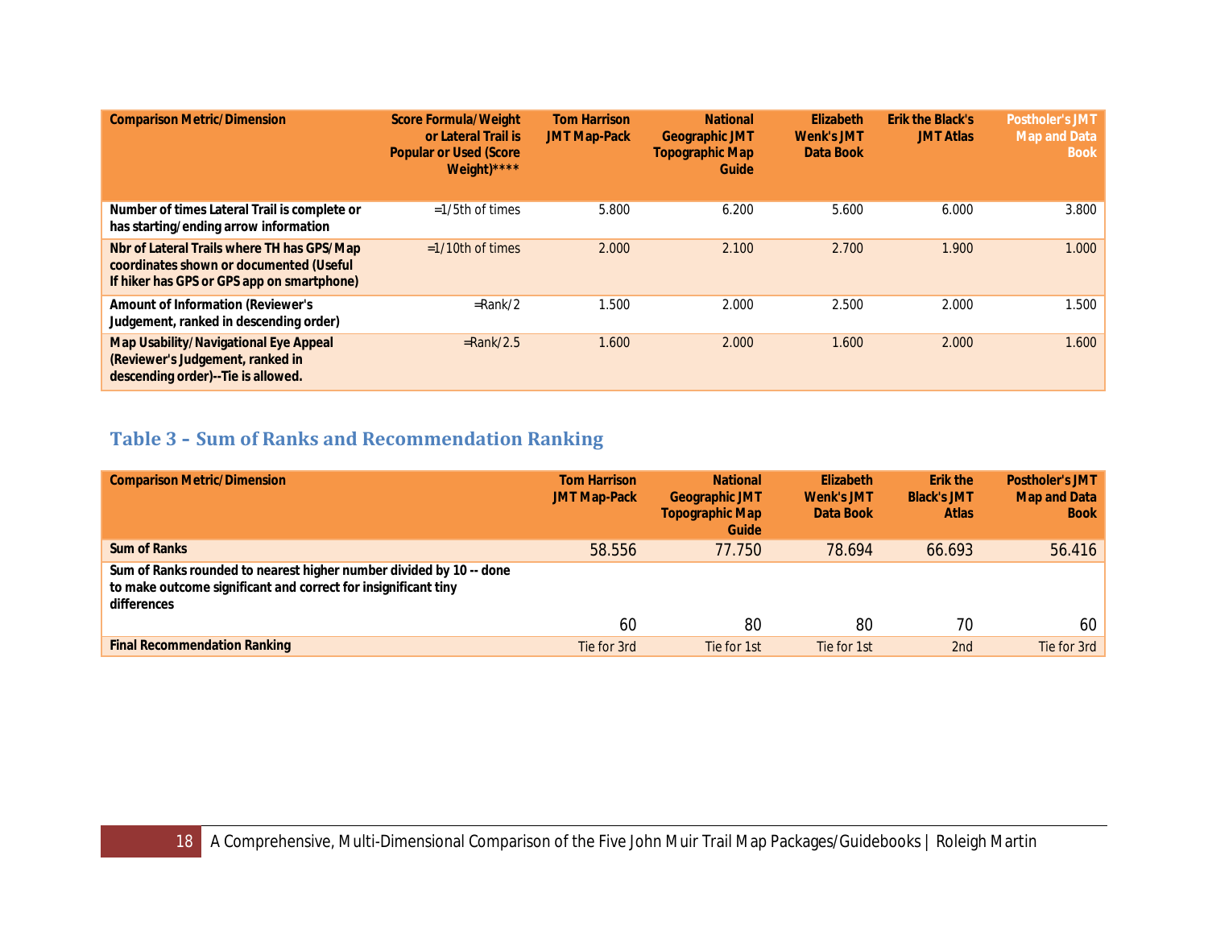| Comparison Metric/Dimension | Score Formula/Weight or Lateral Trail is Popular or Used (Score Weight)**** | Tom Harrison JMT Map-Pack | National Geographic JMT Topographic Map Guide | Elizabeth Wenk's JMT Data Book | Erik the Black's JMT Atlas | Postholer's JMT Map and Data Book |
|---|---|---|---|---|---|---|
| **Number of times Lateral Trail is complete or has starting/ending arrow information** | =1/5th of times | 5.800 | 6.200 | 5.600 | 6.000 | 3.800 |
| **Nbr of Lateral Trails where TH has GPS/Map coordinates shown or documented (Useful If hiker has GPS or GPS app on smartphone)** | =1/10th of times | 2.000 | 2.100 | 2.700 | 1.900 | 1.000 |
| **Amount of Information (Reviewer's Judgement, ranked in descending order)** | =Rank/2 | 1.500 | 2.000 | 2.500 | 2.000 | 1.500 |
| **Map Usability/Navigational Eye Appeal (Reviewer's Judgement, ranked in descending order)--Tie is allowed.** | =Rank/2.5 | 1.600 | 2.000 | 1.600 | 2.000 | 1.600 |

## Table 3 – Sum of Ranks and Recommendation Ranking

| Comparison Metric/Dimension | Tom Harrison JMT Map-Pack | National Geographic JMT Topographic Map Guide | Elizabeth Wenk's JMT Data Book | Erik the Black's JMT Atlas | Postholer's JMT Map and Data Book |
|---|---|---|---|---|---|
| **Sum of Ranks** | 58.556 | 77.750 | 78.694 | 66.693 | 56.416 |
| **Sum of Ranks rounded to nearest higher number divided by 10 -- done to make outcome significant and correct for insignificant tiny differences** | 60 | 80 | 80 | 70 | 60 |
| **Final Recommendation Ranking** | Tie for 3rd | Tie for 1st | Tie for 1st | 2nd | Tie for 3rd |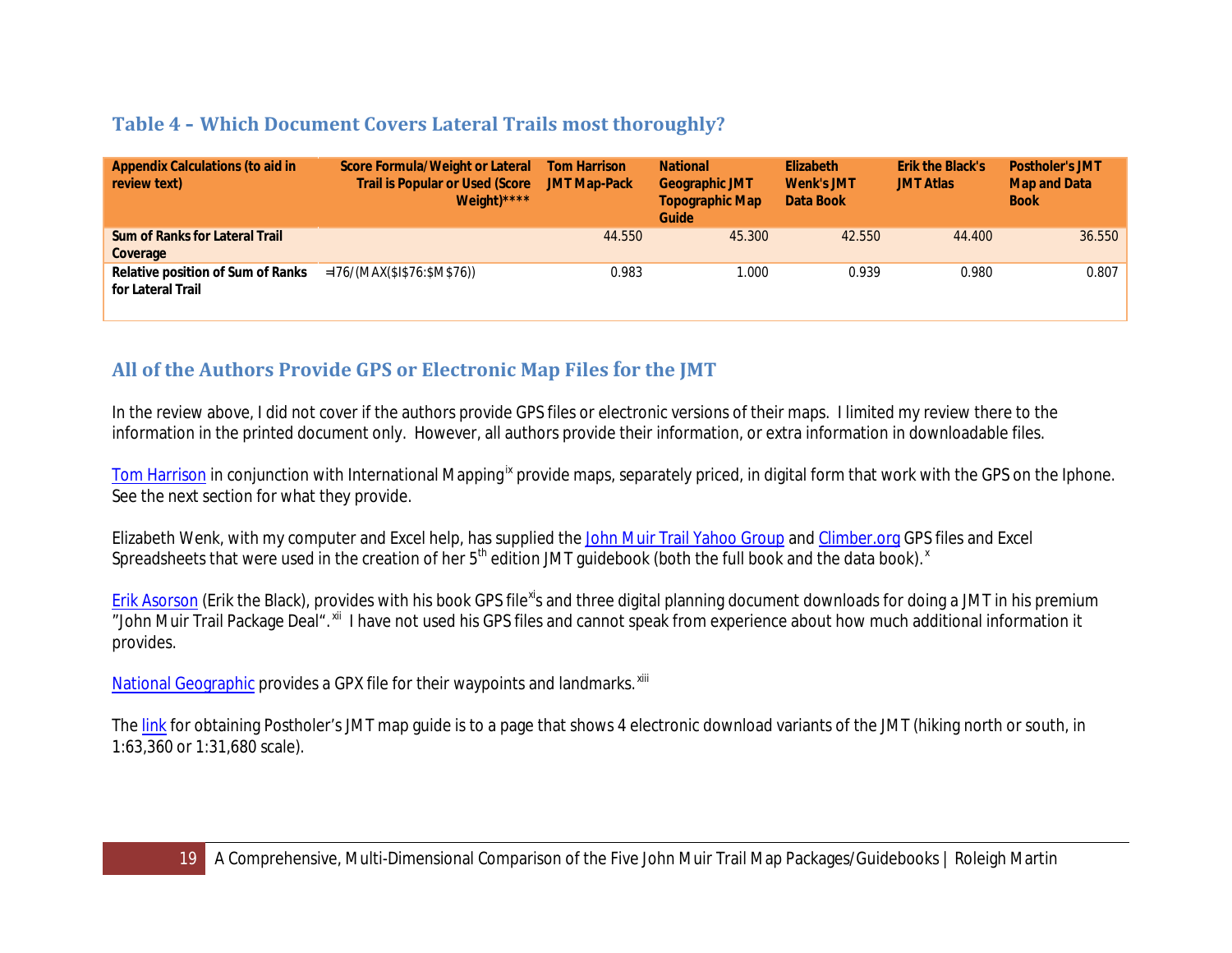### Table 4 – Which Document Covers Lateral Trails most thoroughly?

| Appendix Calculations (to aid in review text) | Score Formula/Weight or Lateral Trail is Popular or Used (Score Weight)**** | Tom Harrison JMT Map-Pack | National Geographic JMT Topographic Map Guide | Elizabeth Wenk's JMT Data Book | Erik the Black's JMT Atlas | Postholer's JMT Map and Data Book |
|---|---|---|---|---|---|---|
| Sum of Ranks for Lateral Trail Coverage | | 44.550 | 45.300 | 42.550 | 44.400 | 36.550 |
| Relative position of Sum of Ranks for Lateral Trail | =I76/(MAX($I$76:$M$76)) | 0.983 | 1.000 | 0.939 | 0.980 | 0.807 |

### All of the Authors Provide GPS or Electronic Map Files for the JMT

In the review above, I did not cover if the authors provide GPS files or electronic versions of their maps. I limited my review there to the information in the printed document only. However, all authors provide their information, or extra information in downloadable files.

Tom Harrison in conjunction with International Mapping[ix] provide maps, separately priced, in digital form that work with the GPS on the Iphone. See the next section for what they provide.

Elizabeth Wenk, with my computer and Excel help, has supplied the John Muir Trail Yahoo Group and Climber.org GPS files and Excel Spreadsheets that were used in the creation of her 5th edition JMT guidebook (both the full book and the data book).[x]

Erik Asorson (Erik the Black), provides with his book GPS file[xi]s and three digital planning document downloads for doing a JMT in his premium "John Muir Trail Package Deal".[xii] I have not used his GPS files and cannot speak from experience about how much additional information it provides.

National Geographic provides a GPX file for their waypoints and landmarks.[xiii]

The link for obtaining Postholer's JMT map guide is to a page that shows 4 electronic download variants of the JMT (hiking north or south, in 1:63,360 or 1:31,680 scale).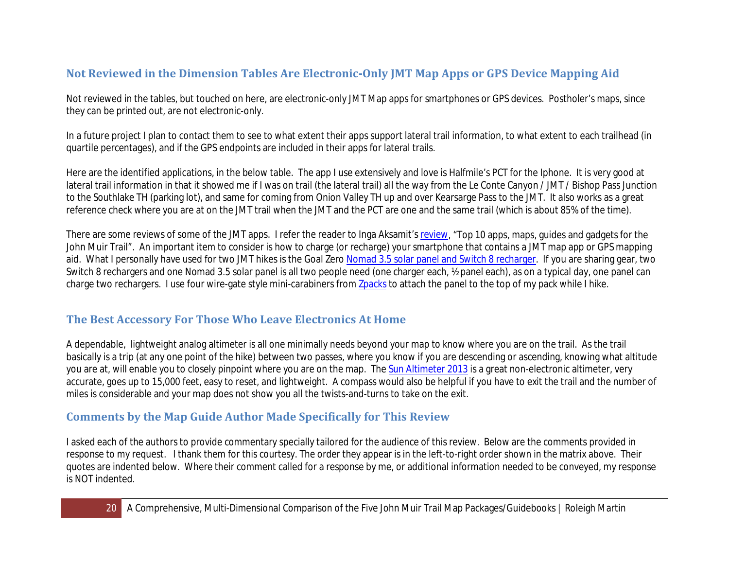## Not Reviewed in the Dimension Tables Are Electronic-Only JMT Map Apps or GPS Device Mapping Aid

Not reviewed in the tables, but touched on here, are electronic-only JMT Map apps for smartphones or GPS devices. Postholer's maps, since they can be printed out, are not electronic-only.

In a future project I plan to contact them to see to what extent their apps support lateral trail information, to what extent to each trailhead (in quartile percentages), and if the GPS endpoints are included in their apps for lateral trails.

Here are the identified applications, in the below table. The app I use extensively and love is Halfmile's PCT for the Iphone. It is very good at lateral trail information in that it showed me if I was on trail (the lateral trail) all the way from the Le Conte Canyon / JMT / Bishop Pass Junction to the Southlake TH (parking lot), and same for coming from Onion Valley TH up and over Kearsarge Pass to the JMT. It also works as a great reference check where you are at on the JMT trail when the JMT and the PCT are one and the same trail (which is about 85% of the time).

There are some reviews of some of the JMT apps. I refer the reader to Inga Aksamit's review, "Top 10 apps, maps, guides and gadgets for the John Muir Trail". An important item to consider is how to charge (or recharge) your smartphone that contains a JMT map app or GPS mapping aid. What I personally have used for two JMT hikes is the Goal Zero Nomad 3.5 solar panel and Switch 8 recharger. If you are sharing gear, two Switch 8 rechargers and one Nomad 3.5 solar panel is all two people need (one charger each, ½ panel each), as on a typical day, one panel can charge two rechargers. I use four wire-gate style mini-carabiners from Zpacks to attach the panel to the top of my pack while I hike.

## The Best Accessory For Those Who Leave Electronics At Home

A dependable, lightweight analog altimeter is all one minimally needs beyond your map to know where you are on the trail. As the trail basically is a trip (at any one point of the hike) between two passes, where you know if you are descending or ascending, knowing what altitude you are at, will enable you to closely pinpoint where you are on the map. The Sun Altimeter 2013 is a great non-electronic altimeter, very accurate, goes up to 15,000 feet, easy to reset, and lightweight. A compass would also be helpful if you have to exit the trail and the number of miles is considerable and your map does not show you all the twists-and-turns to take on the exit.

## Comments by the Map Guide Author Made Specifically for This Review

I asked each of the authors to provide commentary specially tailored for the audience of this review. Below are the comments provided in response to my request. I thank them for this courtesy. The order they appear is in the left-to-right order shown in the matrix above. Their quotes are indented below. Where their comment called for a response by me, or additional information needed to be conveyed, my response is NOT indented.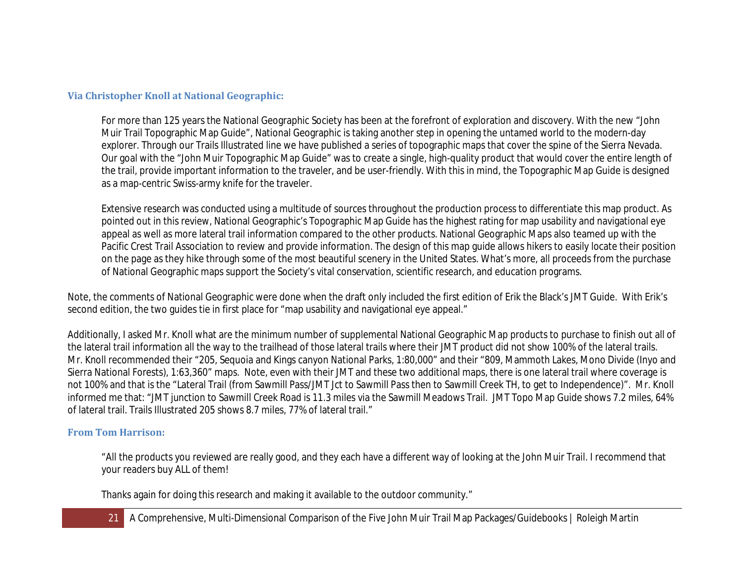### Via Christopher Knoll at National Geographic:

> For more than 125 years the National Geographic Society has been at the forefront of exploration and discovery. With the new "John Muir Trail Topographic Map Guide", National Geographic is taking another step in opening the untamed world to the modern-day explorer. Through our Trails Illustrated line we have published a series of topographic maps that cover the spine of the Sierra Nevada. Our goal with the "John Muir Topographic Map Guide" was to create a single, high-quality product that would cover the entire length of the trail, provide important information to the traveler, and be user-friendly. With this in mind, the Topographic Map Guide is designed as a map-centric Swiss-army knife for the traveler.
>
> Extensive research was conducted using a multitude of sources throughout the production process to differentiate this map product. As pointed out in this review, National Geographic's Topographic Map Guide has the highest rating for map usability and navigational eye appeal as well as more lateral trail information compared to the other products. National Geographic Maps also teamed up with the Pacific Crest Trail Association to review and provide information. The design of this map guide allows hikers to easily locate their position on the page as they hike through some of the most beautiful scenery in the United States. What's more, all proceeds from the purchase of National Geographic maps support the Society's vital conservation, scientific research, and education programs.

Note, the comments of National Geographic were done when the draft only included the first edition of Erik the Black's JMT Guide. With Erik's second edition, the two guides tie in first place for "map usability and navigational eye appeal."

Additionally, I asked Mr. Knoll what are the minimum number of supplemental National Geographic Map products to purchase to finish out all of the lateral trail information all the way to the trailhead of those lateral trails where their JMT product did not show 100% of the lateral trails. Mr. Knoll recommended their "205, Sequoia and Kings canyon National Parks, 1:80,000" and their "809, Mammoth Lakes, Mono Divide (Inyo and Sierra National Forests), 1:63,360" maps. Note, even with their JMT and these two additional maps, there is one lateral trail where coverage is not 100% and that is the "Lateral Trail (from Sawmill Pass/JMT Jct to Sawmill Pass then to Sawmill Creek TH, to get to Independence)". Mr. Knoll informed me that: "JMT junction to Sawmill Creek Road is 11.3 miles via the Sawmill Meadows Trail. JMT Topo Map Guide shows 7.2 miles, 64% of lateral trail. Trails Illustrated 205 shows 8.7 miles, 77% of lateral trail."

### From Tom Harrison:

> "All the products you reviewed are really good, and they each have a different way of looking at the John Muir Trail. I recommend that your readers buy ALL of them!
>
> Thanks again for doing this research and making it available to the outdoor community."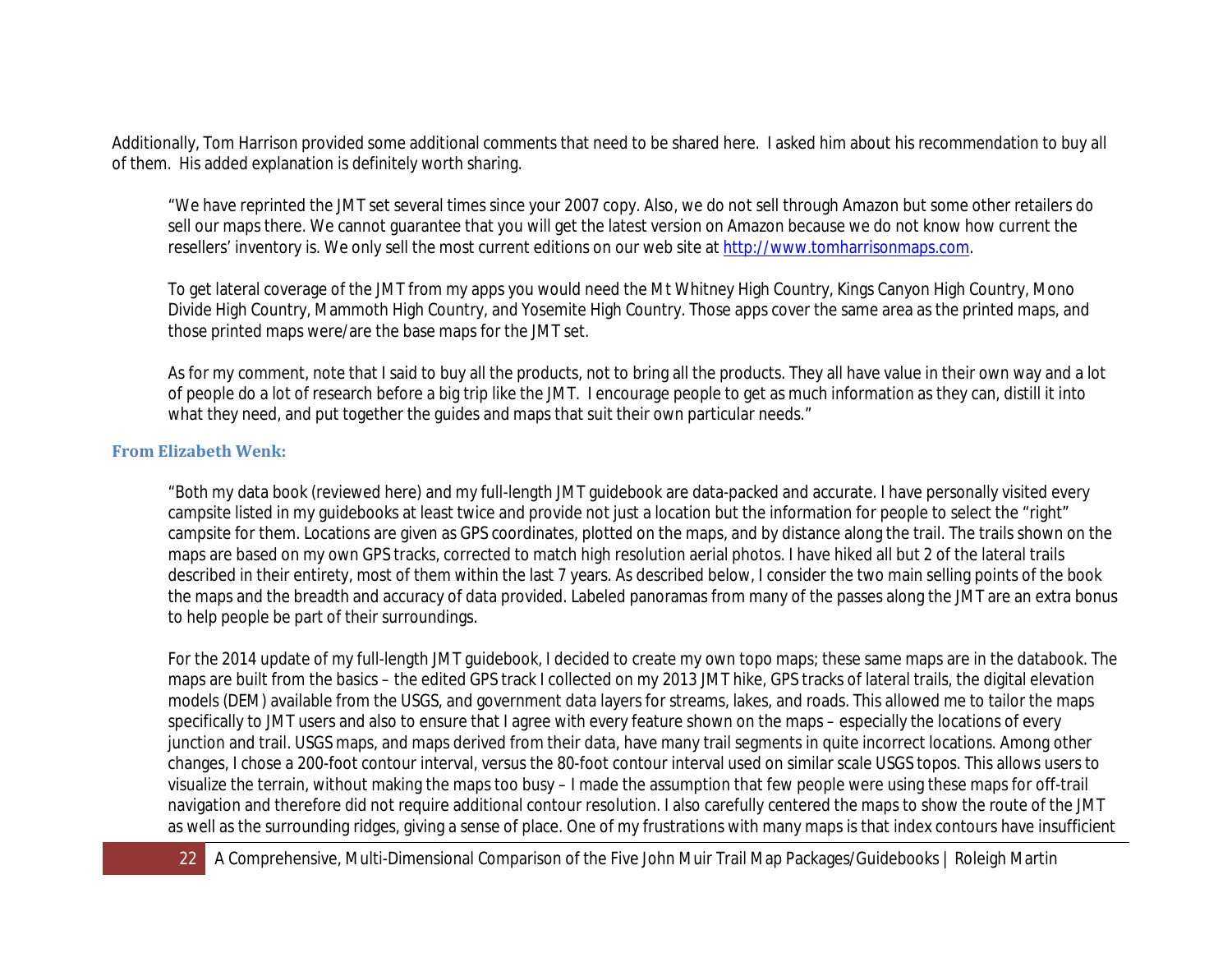Additionally, Tom Harrison provided some additional comments that need to be shared here. I asked him about his recommendation to buy all of them. His added explanation is definitely worth sharing.

> "We have reprinted the JMT set several times since your 2007 copy. Also, we do not sell through Amazon but some other retailers do sell our maps there. We cannot guarantee that you will get the latest version on Amazon because we do not know how current the resellers' inventory is. We only sell the most current editions on our web site at http://www.tomharrisonmaps.com.
>
> To get lateral coverage of the JMT from my apps you would need the Mt Whitney High Country, Kings Canyon High Country, Mono Divide High Country, Mammoth High Country, and Yosemite High Country. Those apps cover the same area as the printed maps, and those printed maps were/are the base maps for the JMT set.
>
> As for my comment, note that I said to buy all the products, not to bring all the products. They all have value in their own way and a lot of people do a lot of research before a big trip like the JMT. I encourage people to get as much information as they can, distill it into what they need, and put together the guides and maps that suit their own particular needs."

#### From Elizabeth Wenk:

> "Both my data book (reviewed here) and my full-length JMT guidebook are data-packed and accurate. I have personally visited every campsite listed in my guidebooks at least twice and provide not just a location but the information for people to select the "right" campsite for them. Locations are given as GPS coordinates, plotted on the maps, and by distance along the trail. The trails shown on the maps are based on my own GPS tracks, corrected to match high resolution aerial photos. I have hiked all but 2 of the lateral trails described in their entirety, most of them within the last 7 years. As described below, I consider the two main selling points of the book the maps and the breadth and accuracy of data provided. Labeled panoramas from many of the passes along the JMT are an extra bonus to help people be part of their surroundings.
>
> For the 2014 update of my full-length JMT guidebook, I decided to create my own topo maps; these same maps are in the databook. The maps are built from the basics – the edited GPS track I collected on my 2013 JMT hike, GPS tracks of lateral trails, the digital elevation models (DEM) available from the USGS, and government data layers for streams, lakes, and roads. This allowed me to tailor the maps specifically to JMT users and also to ensure that I agree with every feature shown on the maps – especially the locations of every junction and trail. USGS maps, and maps derived from their data, have many trail segments in quite incorrect locations. Among other changes, I chose a 200-foot contour interval, versus the 80-foot contour interval used on similar scale USGS topos. This allows users to visualize the terrain, without making the maps too busy – I made the assumption that few people were using these maps for off-trail navigation and therefore did not require additional contour resolution. I also carefully centered the maps to show the route of the JMT as well as the surrounding ridges, giving a sense of place. One of my frustrations with many maps is that index contours have insufficient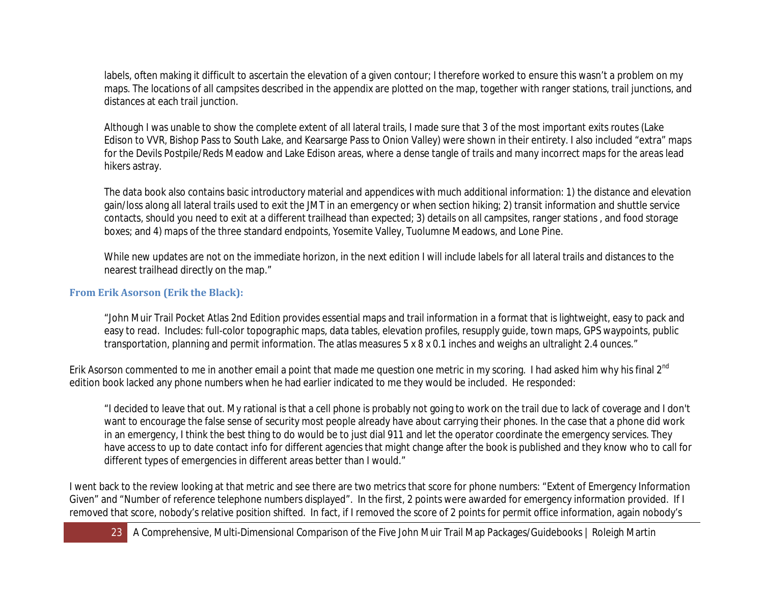labels, often making it difficult to ascertain the elevation of a given contour; I therefore worked to ensure this wasn't a problem on my maps. The locations of all campsites described in the appendix are plotted on the map, together with ranger stations, trail junctions, and distances at each trail junction.

Although I was unable to show the complete extent of all lateral trails, I made sure that 3 of the most important exits routes (Lake Edison to VVR, Bishop Pass to South Lake, and Kearsarge Pass to Onion Valley) were shown in their entirety. I also included "extra" maps for the Devils Postpile/Reds Meadow and Lake Edison areas, where a dense tangle of trails and many incorrect maps for the areas lead hikers astray.

The data book also contains basic introductory material and appendices with much additional information: 1) the distance and elevation gain/loss along all lateral trails used to exit the JMT in an emergency or when section hiking; 2) transit information and shuttle service contacts, should you need to exit at a different trailhead than expected; 3) details on all campsites, ranger stations , and food storage boxes; and 4) maps of the three standard endpoints, Yosemite Valley, Tuolumne Meadows, and Lone Pine.

While new updates are not on the immediate horizon, in the next edition I will include labels for all lateral trails and distances to the nearest trailhead directly on the map."

### From Erik Asorson (Erik the Black):

"John Muir Trail Pocket Atlas 2nd Edition provides essential maps and trail information in a format that is lightweight, easy to pack and easy to read. Includes: full-color topographic maps, data tables, elevation profiles, resupply guide, town maps, GPS waypoints, public transportation, planning and permit information. The atlas measures 5 x 8 x 0.1 inches and weighs an ultralight 2.4 ounces."

Erik Asorson commented to me in another email a point that made me question one metric in my scoring. I had asked him why his final 2nd edition book lacked any phone numbers when he had earlier indicated to me they would be included. He responded:

"I decided to leave that out. My rational is that a cell phone is probably not going to work on the trail due to lack of coverage and I don't want to encourage the false sense of security most people already have about carrying their phones. In the case that a phone did work in an emergency, I think the best thing to do would be to just dial 911 and let the operator coordinate the emergency services. They have access to up to date contact info for different agencies that might change after the book is published and they know who to call for different types of emergencies in different areas better than I would."

I went back to the review looking at that metric and see there are two metrics that score for phone numbers: "Extent of Emergency Information Given" and "Number of reference telephone numbers displayed". In the first, 2 points were awarded for emergency information provided. If I removed that score, nobody's relative position shifted. In fact, if I removed the score of 2 points for permit office information, again nobody's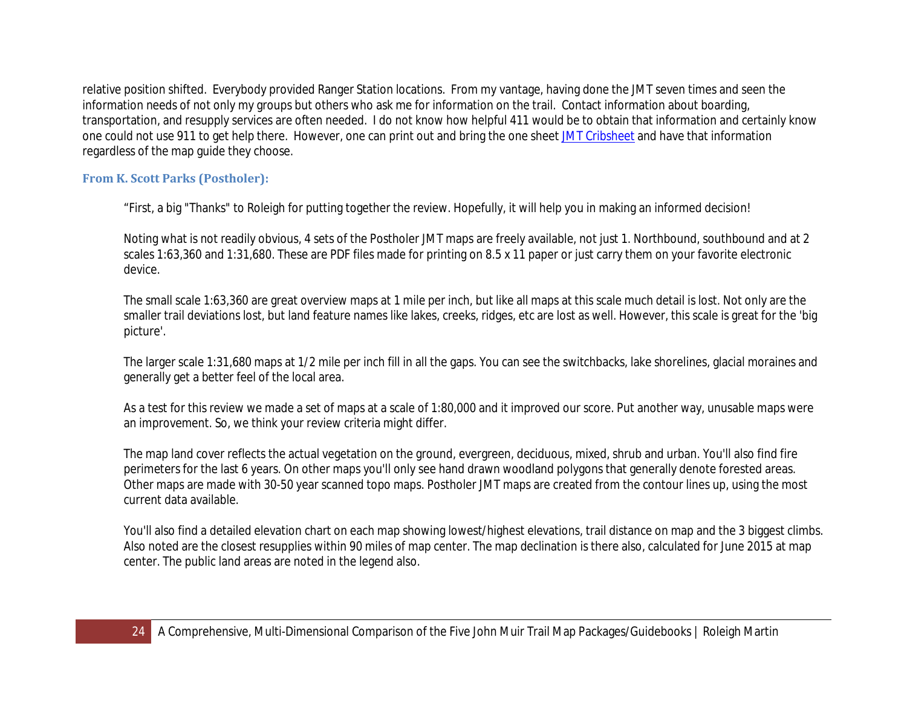relative position shifted. Everybody provided Ranger Station locations. From my vantage, having done the JMT seven times and seen the information needs of not only my groups but others who ask me for information on the trail. Contact information about boarding, transportation, and resupply services are often needed. I do not know how helpful 411 would be to obtain that information and certainly know one could not use 911 to get help there. However, one can print out and bring the one sheet JMT Cribsheet and have that information regardless of the map guide they choose.

### From K. Scott Parks (Postholer):

> "First, a big "Thanks" to Roleigh for putting together the review. Hopefully, it will help you in making an informed decision!
>
> Noting what is not readily obvious, 4 sets of the Postholer JMT maps are freely available, not just 1. Northbound, southbound and at 2 scales 1:63,360 and 1:31,680. These are PDF files made for printing on 8.5 x 11 paper or just carry them on your favorite electronic device.
>
> The small scale 1:63,360 are great overview maps at 1 mile per inch, but like all maps at this scale much detail is lost. Not only are the smaller trail deviations lost, but land feature names like lakes, creeks, ridges, etc are lost as well. However, this scale is great for the 'big picture'.
>
> The larger scale 1:31,680 maps at 1/2 mile per inch fill in all the gaps. You can see the switchbacks, lake shorelines, glacial moraines and generally get a better feel of the local area.
>
> As a test for this review we made a set of maps at a scale of 1:80,000 and it improved our score. Put another way, unusable maps were an improvement. So, we think your review criteria might differ.
>
> The map land cover reflects the actual vegetation on the ground, evergreen, deciduous, mixed, shrub and urban. You'll also find fire perimeters for the last 6 years. On other maps you'll only see hand drawn woodland polygons that generally denote forested areas. Other maps are made with 30-50 year scanned topo maps. Postholer JMT maps are created from the contour lines up, using the most current data available.
>
> You'll also find a detailed elevation chart on each map showing lowest/highest elevations, trail distance on map and the 3 biggest climbs. Also noted are the closest resupplies within 90 miles of map center. The map declination is there also, calculated for June 2015 at map center. The public land areas are noted in the legend also.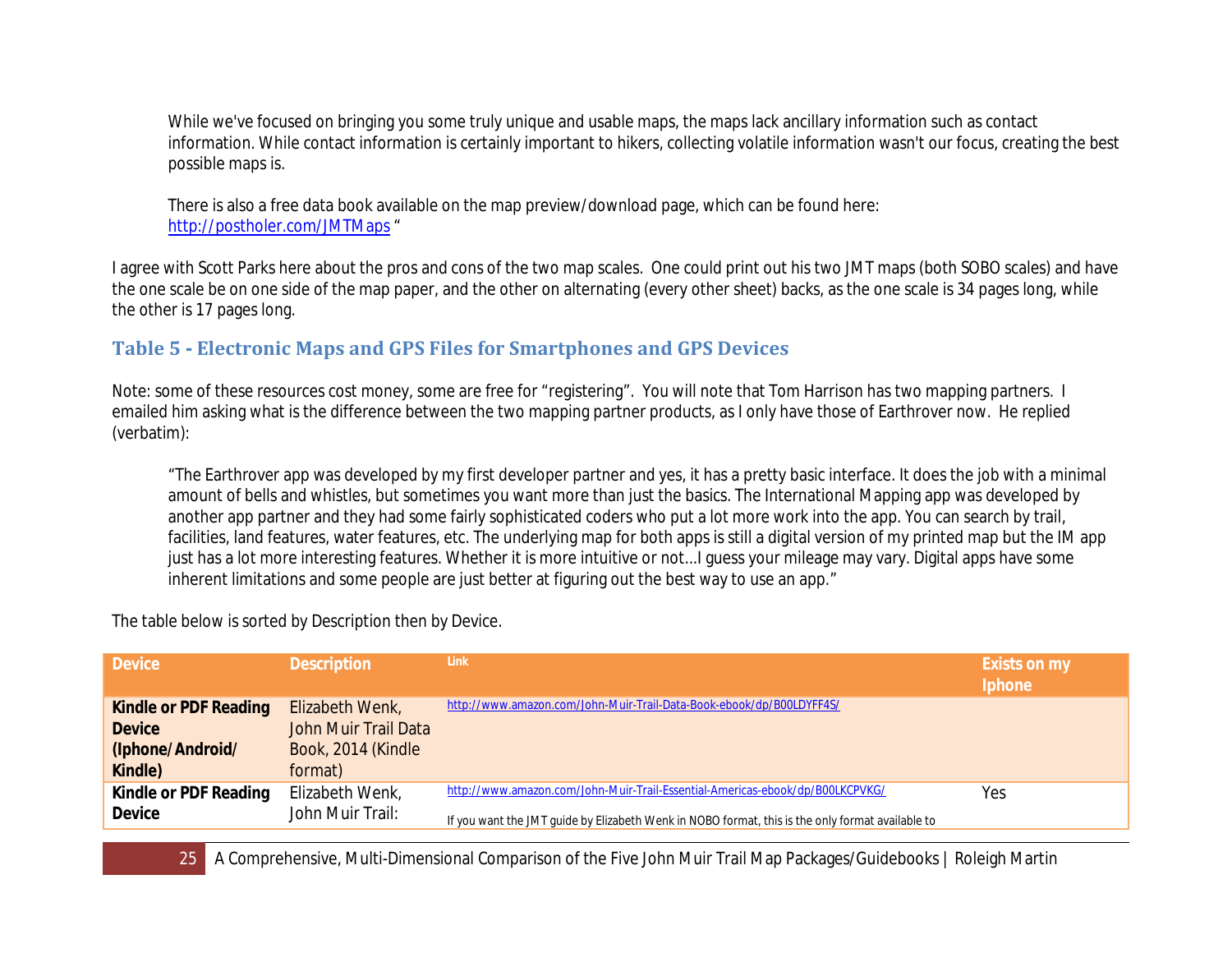While we've focused on bringing you some truly unique and usable maps, the maps lack ancillary information such as contact information. While contact information is certainly important to hikers, collecting volatile information wasn't our focus, creating the best possible maps is.

There is also a free data book available on the map preview/download page, which can be found here: http://postholer.com/JMTMaps "

I agree with Scott Parks here about the pros and cons of the two map scales. One could print out his two JMT maps (both SOBO scales) and have the one scale be on one side of the map paper, and the other on alternating (every other sheet) backs, as the one scale is 34 pages long, while the other is 17 pages long.

## Table 5 - Electronic Maps and GPS Files for Smartphones and GPS Devices

Note: some of these resources cost money, some are free for "registering". You will note that Tom Harrison has two mapping partners. I emailed him asking what is the difference between the two mapping partner products, as I only have those of Earthrover now. He replied (verbatim):

> "The Earthrover app was developed by my first developer partner and yes, it has a pretty basic interface. It does the job with a minimal amount of bells and whistles, but sometimes you want more than just the basics. The International Mapping app was developed by another app partner and they had some fairly sophisticated coders who put a lot more work into the app. You can search by trail, facilities, land features, water features, etc. The underlying map for both apps is still a digital version of my printed map but the IM app just has a lot more interesting features. Whether it is more intuitive or not...I guess your mileage may vary. Digital apps have some inherent limitations and some people are just better at figuring out the best way to use an app."

The table below is sorted by Description then by Device.

| Device | Description | Link | Exists on my Iphone |
|---|---|---|---|
| **Kindle or PDF Reading Device (Iphone/Android/ Kindle)** | Elizabeth Wenk, John Muir Trail Data Book, 2014 (Kindle format) | http://www.amazon.com/John-Muir-Trail-Data-Book-ebook/dp/B00LDYFF4S/ | |
| **Kindle or PDF Reading Device** | Elizabeth Wenk, John Muir Trail: | http://www.amazon.com/John-Muir-Trail-Essential-Americas-ebook/dp/B00LKCPVKG/ If you want the JMT guide by Elizabeth Wenk in NOBO format, this is the only format available to | Yes |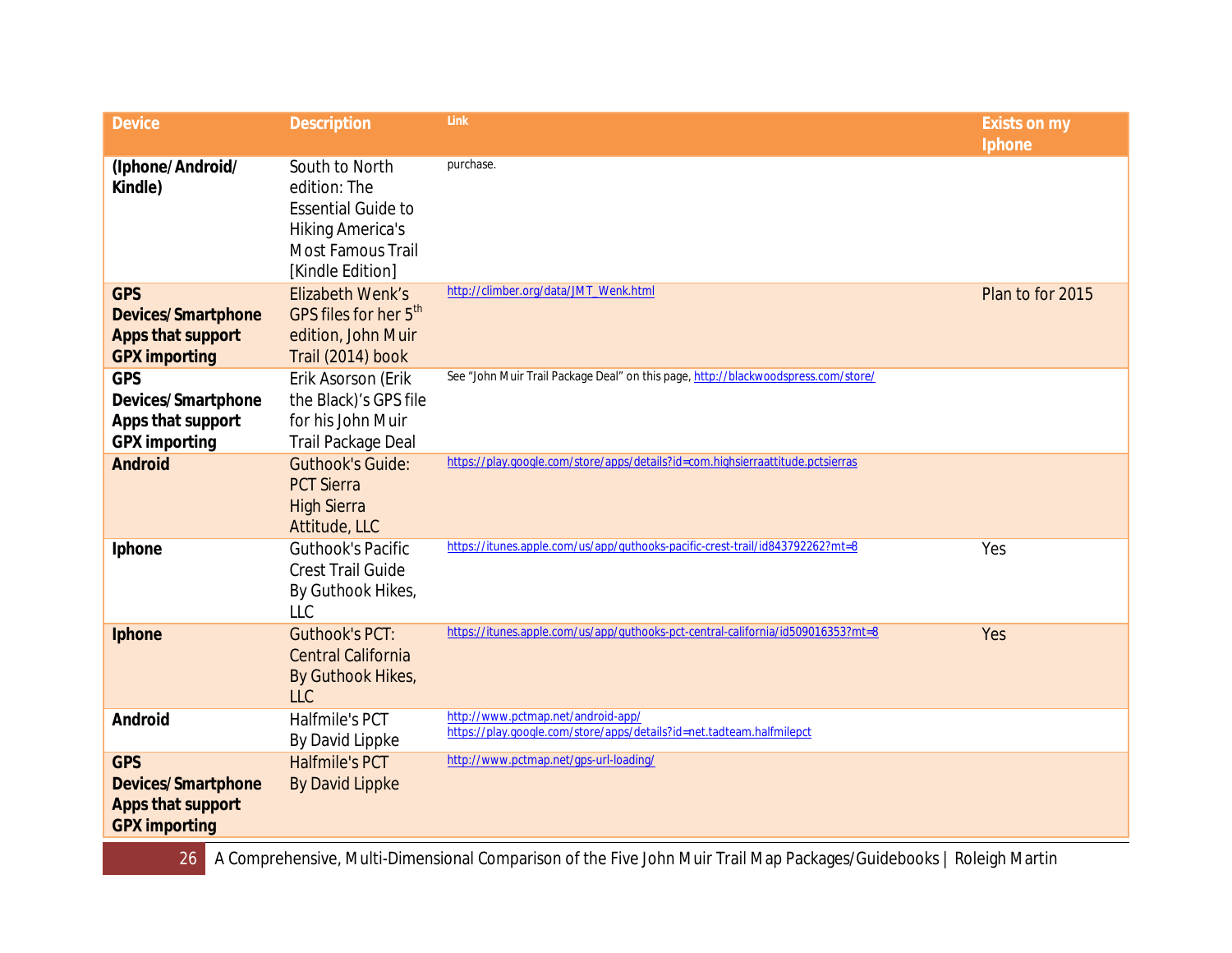| Device | Description | Link | Exists on my Iphone |
|---|---|---|---|
| **(Iphone/Android/ Kindle)** | South to North edition: The Essential Guide to Hiking America's Most Famous Trail [Kindle Edition] | purchase. | |
| **GPS Devices/Smartphone Apps that support GPX importing** | Elizabeth Wenk's GPS files for her 5th edition, John Muir Trail (2014) book | http://climber.org/data/JMT_Wenk.html | Plan to for 2015 |
| **GPS Devices/Smartphone Apps that support GPX importing** | Erik Asorson (Erik the Black)'s GPS file for his John Muir Trail Package Deal | See "John Muir Trail Package Deal" on this page, http://blackwoodspress.com/store/ | |
| **Android** | Guthook's Guide: PCT Sierra High Sierra Attitude, LLC | https://play.google.com/store/apps/details?id=com.highsierraattitude.pctsierras | |
| **Iphone** | Guthook's Pacific Crest Trail Guide By Guthook Hikes, LLC | https://itunes.apple.com/us/app/guthooks-pacific-crest-trail/id843792262?mt=8 | Yes |
| **Iphone** | Guthook's PCT: Central California By Guthook Hikes, LLC | https://itunes.apple.com/us/app/guthooks-pct-central-california/id509016353?mt=8 | Yes |
| **Android** | Halfmile's PCT By David Lippke | http://www.pctmap.net/android-app/ https://play.google.com/store/apps/details?id=net.tadteam.halfmilepct | |
| **GPS Devices/Smartphone Apps that support GPX importing** | Halfmile's PCT By David Lippke | http://www.pctmap.net/gps-url-loading/ | |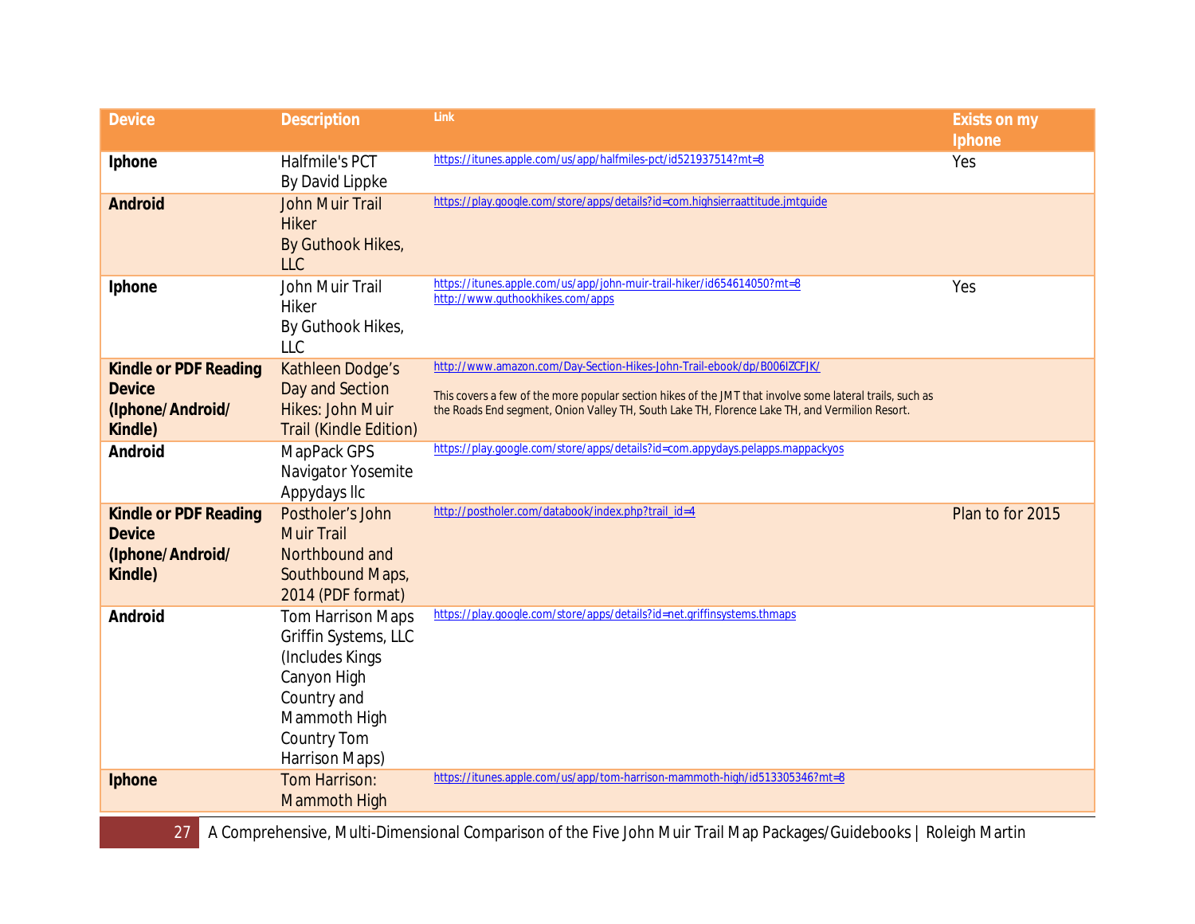| Device | Description | Link | Exists on my Iphone |
|---|---|---|---|
| **Iphone** | Halfmile's PCT By David Lippke | https://itunes.apple.com/us/app/halfmiles-pct/id521937514?mt=8 | Yes |
| **Android** | John Muir Trail Hiker By Guthook Hikes, LLC | https://play.google.com/store/apps/details?id=com.highsierraattitude.jmtguide | |
| **Iphone** | John Muir Trail Hiker By Guthook Hikes, LLC | https://itunes.apple.com/us/app/john-muir-trail-hiker/id654614050?mt=8 http://www.guthookhikes.com/apps | Yes |
| **Kindle or PDF Reading Device (Iphone/Android/ Kindle)** | Kathleen Dodge's Day and Section Hikes: John Muir Trail (Kindle Edition) | http://www.amazon.com/Day-Section-Hikes-John-Trail-ebook/dp/B006IZCFJK/ This covers a few of the more popular section hikes of the JMT that involve some lateral trails, such as the Roads End segment, Onion Valley TH, South Lake TH, Florence Lake TH, and Vermilion Resort. | |
| **Android** | MapPack GPS Navigator Yosemite Appydays llc | https://play.google.com/store/apps/details?id=com.appydays.pelapps.mappackyos | |
| **Kindle or PDF Reading Device (Iphone/Android/ Kindle)** | Postholer's John Muir Trail Northbound and Southbound Maps, 2014 (PDF format) | http://postholer.com/databook/index.php?trail_id=4 | Plan to for 2015 |
| **Android** | Tom Harrison Maps Griffin Systems, LLC (Includes Kings Canyon High Country and Mammoth High Country Tom Harrison Maps) | https://play.google.com/store/apps/details?id=net.griffinsystems.thmaps | |
| **Iphone** | Tom Harrison: Mammoth High | https://itunes.apple.com/us/app/tom-harrison-mammoth-high/id513305346?mt=8 | |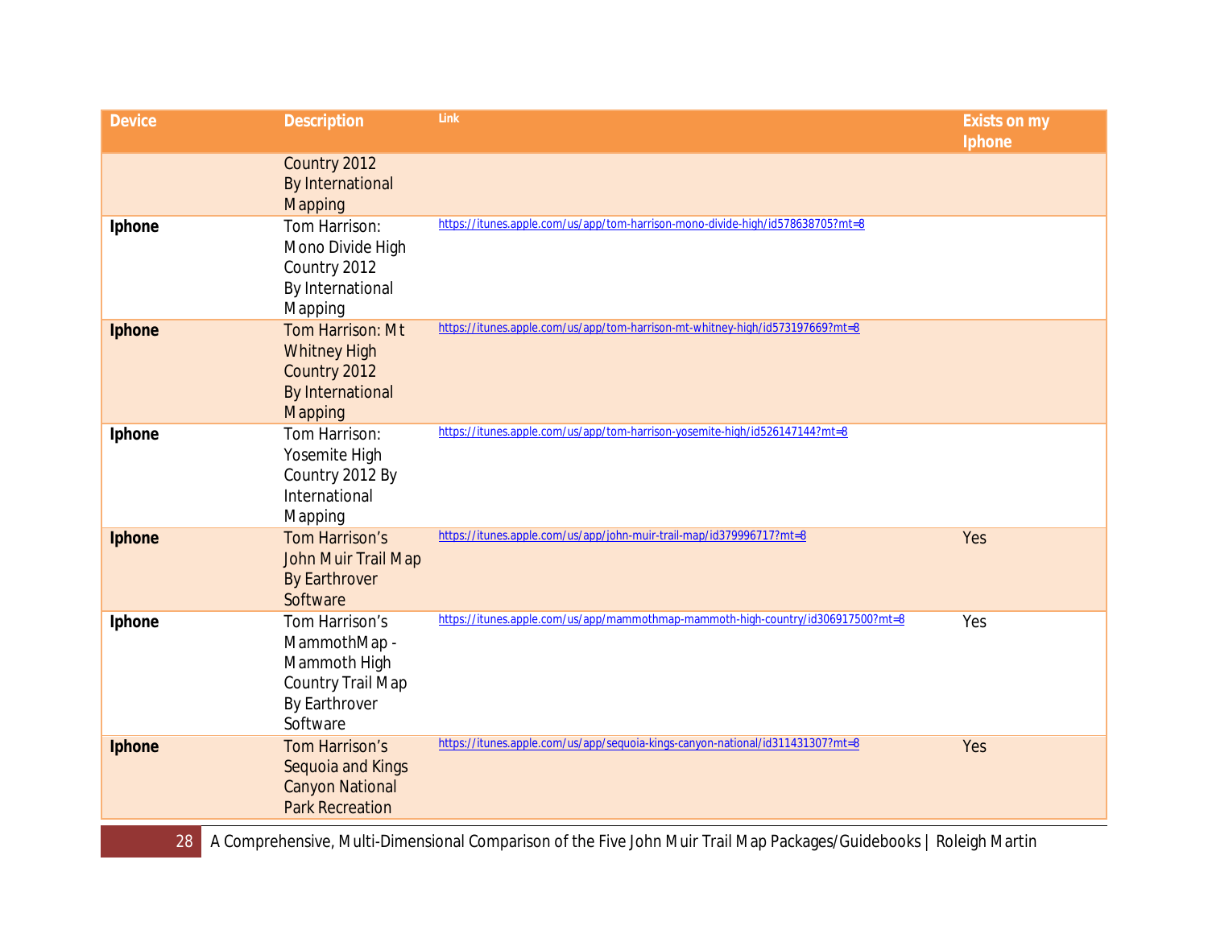| Device | Description | Link | Exists on my Iphone |
|---|---|---|---|
| | Country 2012 By International Mapping | | |
| **Iphone** | Tom Harrison: Mono Divide High Country 2012 By International Mapping | https://itunes.apple.com/us/app/tom-harrison-mono-divide-high/id578638705?mt=8 | |
| **Iphone** | Tom Harrison: Mt Whitney High Country 2012 By International Mapping | https://itunes.apple.com/us/app/tom-harrison-mt-whitney-high/id573197669?mt=8 | |
| **Iphone** | Tom Harrison: Yosemite High Country 2012 By International Mapping | https://itunes.apple.com/us/app/tom-harrison-yosemite-high/id526147144?mt=8 | |
| **Iphone** | Tom Harrison's John Muir Trail Map By Earthrover Software | https://itunes.apple.com/us/app/john-muir-trail-map/id379996717?mt=8 | Yes |
| **Iphone** | Tom Harrison's MammothMap - Mammoth High Country Trail Map By Earthrover Software | https://itunes.apple.com/us/app/mammothmap-mammoth-high-country/id306917500?mt=8 | Yes |
| **Iphone** | Tom Harrison's Sequoia and Kings Canyon National Park Recreation | https://itunes.apple.com/us/app/sequoia-kings-canyon-national/id311431307?mt=8 | Yes |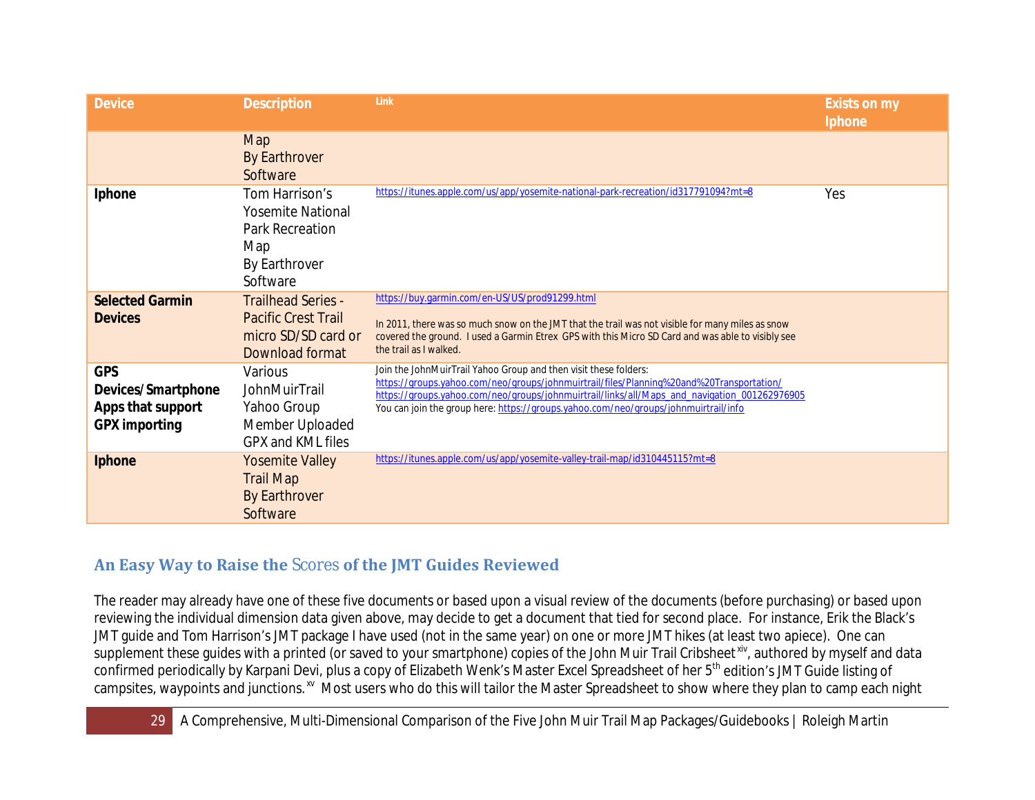| Device | Description | Link | Exists on my Iphone |
|---|---|---|---|
| | Map By Earthrover Software | | |
| **Iphone** | Tom Harrison's Yosemite National Park Recreation Map By Earthrover Software | https://itunes.apple.com/us/app/yosemite-national-park-recreation/id317791094?mt=8 | Yes |
| **Selected Garmin Devices** | Trailhead Series - Pacific Crest Trail micro SD/SD card or Download format | https://buy.garmin.com/en-US/US/prod91299.html<br><br>In 2011, there was so much snow on the JMT that the trail was not visible for many miles as snow covered the ground. I used a Garmin Etrex GPS with this Micro SD Card and was able to visibly see the trail as I walked. | |
| **GPS Devices/Smartphone Apps that support GPX importing** | Various JohnMuirTrail Yahoo Group Member Uploaded GPX and KML files | Join the JohnMuirTrail Yahoo Group and then visit these folders:<br>https://groups.yahoo.com/neo/groups/johnmuirtrail/files/Planning%20and%20Transportation/<br>https://groups.yahoo.com/neo/groups/johnmuirtrail/links/all/Maps_and_navigation_001262976905<br>You can join the group here: https://groups.yahoo.com/neo/groups/johnmuirtrail/info | |
| **Iphone** | Yosemite Valley Trail Map By Earthrover Software | https://itunes.apple.com/us/app/yosemite-valley-trail-map/id310445115?mt=8 | |

## An Easy Way to Raise the Scores of the JMT Guides Reviewed

The reader may already have one of these five documents or based upon a visual review of the documents (before purchasing) or based upon reviewing the individual dimension data given above, may decide to get a document that tied for second place. For instance, Erik the Black's JMT guide and Tom Harrison's JMT package I have used (not in the same year) on one or more JMT hikes (at least two apiece). One can supplement these guides with a printed (or saved to your smartphone) copies of the John Muir Trail Cribsheet[xiv], authored by myself and data confirmed periodically by Karpani Devi, plus a copy of Elizabeth Wenk's Master Excel Spreadsheet of her 5th edition's JMT Guide listing of campsites, waypoints and junctions.[xv] Most users who do this will tailor the Master Spreadsheet to show where they plan to camp each night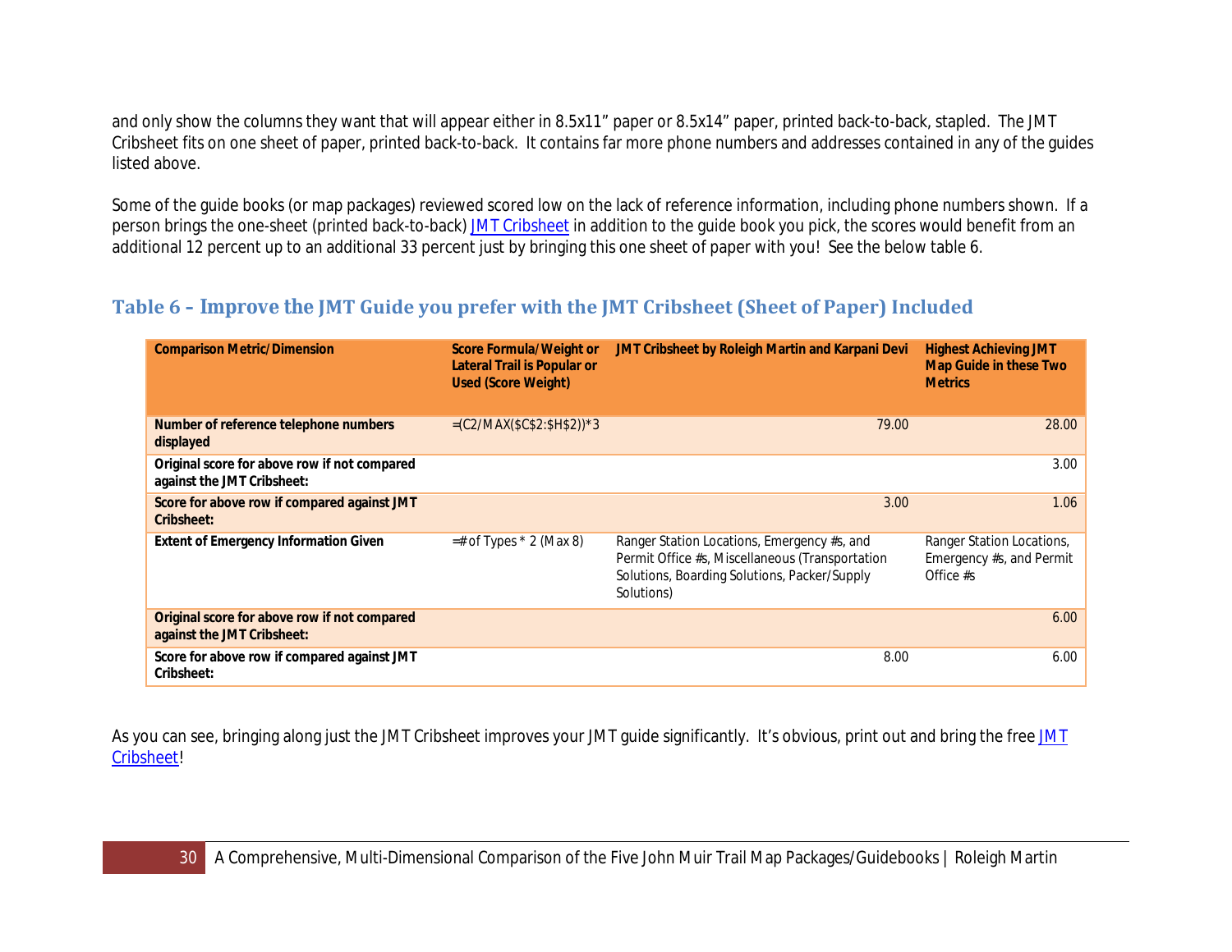and only show the columns they want that will appear either in 8.5x11" paper or 8.5x14" paper, printed back-to-back, stapled. The JMT Cribsheet fits on one sheet of paper, printed back-to-back. It contains far more phone numbers and addresses contained in any of the guides listed above.

Some of the guide books (or map packages) reviewed scored low on the lack of reference information, including phone numbers shown. If a person brings the one-sheet (printed back-to-back) JMT Cribsheet in addition to the guide book you pick, the scores would benefit from an additional 12 percent up to an additional 33 percent just by bringing this one sheet of paper with you! See the below table 6.

## Table 6 – Improve the JMT Guide you prefer with the JMT Cribsheet (Sheet of Paper) Included

| Comparison Metric/Dimension | Score Formula/Weight or Lateral Trail is Popular or Used (Score Weight) | JMT Cribsheet by Roleigh Martin and Karpani Devi | Highest Achieving JMT Map Guide in these Two Metrics |
|---|---|---|---|
| **Number of reference telephone numbers displayed** | =(C2/MAX($C$2:$H$2))*3 | 79.00 | 28.00 |
| **Original score for above row if not compared against the JMT Cribsheet:** | | | 3.00 |
| **Score for above row if compared against JMT Cribsheet:** | | 3.00 | 1.06 |
| **Extent of Emergency Information Given** | =# of Types * 2 (Max 8) | Ranger Station Locations, Emergency #s, and Permit Office #s, Miscellaneous (Transportation Solutions, Boarding Solutions, Packer/Supply Solutions) | Ranger Station Locations, Emergency #s, and Permit Office #s |
| **Original score for above row if not compared against the JMT Cribsheet:** | | | 6.00 |
| **Score for above row if compared against JMT Cribsheet:** | | 8.00 | 6.00 |

As you can see, bringing along just the JMT Cribsheet improves your JMT guide significantly. It's obvious, print out and bring the free JMT Cribsheet!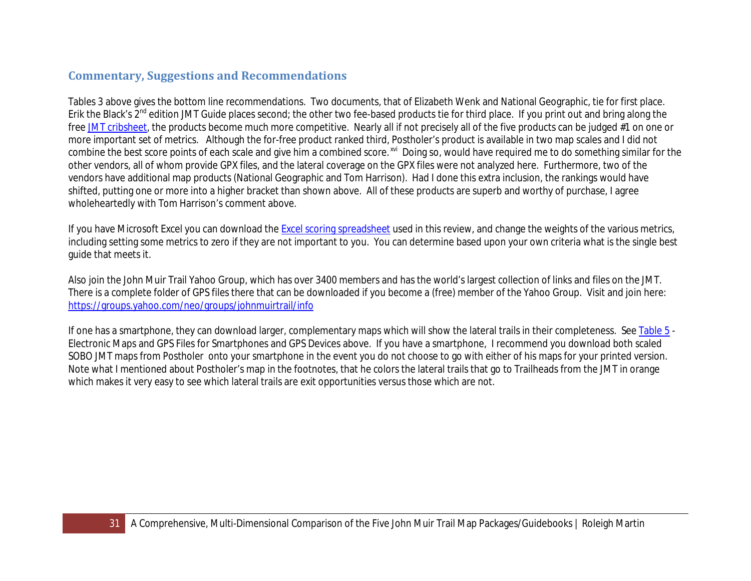## Commentary, Suggestions and Recommendations

Tables 3 above gives the bottom line recommendations. Two documents, that of Elizabeth Wenk and National Geographic, tie for first place. Erik the Black's 2nd edition JMT Guide places second; the other two fee-based products tie for third place. If you print out and bring along the free JMT cribsheet, the products become much more competitive. Nearly all if not precisely all of the five products can be judged #1 on one or more important set of metrics. Although the for-free product ranked third, Postholer's product is available in two map scales and I did not combine the best score points of each scale and give him a combined score.[xvi] Doing so, would have required me to do something similar for the other vendors, all of whom provide GPX files, and the lateral coverage on the GPX files were not analyzed here. Furthermore, two of the vendors have additional map products (National Geographic and Tom Harrison). Had I done this extra inclusion, the rankings would have shifted, putting one or more into a higher bracket than shown above. All of these products are superb and worthy of purchase, I agree wholeheartedly with Tom Harrison's comment above.

If you have Microsoft Excel you can download the Excel scoring spreadsheet used in this review, and change the weights of the various metrics, including setting some metrics to zero if they are not important to you. You can determine based upon your own criteria what is the single best guide that meets it.

Also join the John Muir Trail Yahoo Group, which has over 3400 members and has the world's largest collection of links and files on the JMT. There is a complete folder of GPS files there that can be downloaded if you become a (free) member of the Yahoo Group. Visit and join here: https://groups.yahoo.com/neo/groups/johnmuirtrail/info

If one has a smartphone, they can download larger, complementary maps which will show the lateral trails in their completeness. See Table 5 - Electronic Maps and GPS Files for Smartphones and GPS Devices above. If you have a smartphone, I recommend you download both scaled SOBO JMT maps from Postholer onto your smartphone in the event you do not choose to go with either of his maps for your printed version. Note what I mentioned about Postholer's map in the footnotes, that he colors the lateral trails that go to Trailheads from the JMT in orange which makes it very easy to see which lateral trails are exit opportunities versus those which are not.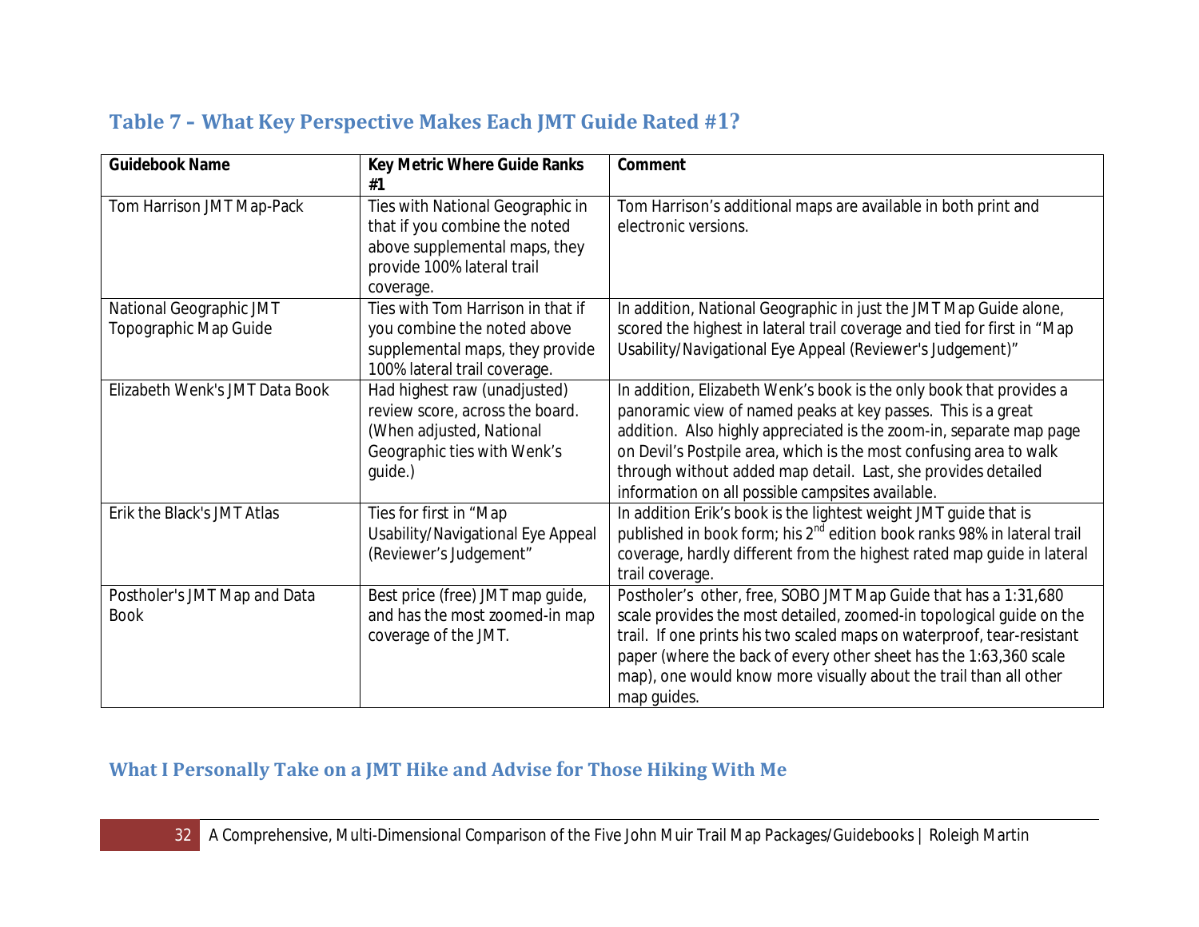## Table 7 – What Key Perspective Makes Each JMT Guide Rated #1?

| Guidebook Name | Key Metric Where Guide Ranks #1 | Comment |
|---|---|---|
| Tom Harrison JMT Map-Pack | Ties with National Geographic in that if you combine the noted above supplemental maps, they provide 100% lateral trail coverage. | Tom Harrison's additional maps are available in both print and electronic versions. |
| National Geographic JMT Topographic Map Guide | Ties with Tom Harrison in that if you combine the noted above supplemental maps, they provide 100% lateral trail coverage. | In addition, National Geographic in just the JMT Map Guide alone, scored the highest in lateral trail coverage and tied for first in "Map Usability/Navigational Eye Appeal (Reviewer's Judgement)" |
| Elizabeth Wenk's JMT Data Book | Had highest raw (unadjusted) review score, across the board. (When adjusted, National Geographic ties with Wenk's guide.) | In addition, Elizabeth Wenk's book is the only book that provides a panoramic view of named peaks at key passes. This is a great addition. Also highly appreciated is the zoom-in, separate map page on Devil's Postpile area, which is the most confusing area to walk through without added map detail. Last, she provides detailed information on all possible campsites available. |
| Erik the Black's JMT Atlas | Ties for first in "Map Usability/Navigational Eye Appeal (Reviewer's Judgement" | In addition Erik's book is the lightest weight JMT guide that is published in book form; his 2nd edition book ranks 98% in lateral trail coverage, hardly different from the highest rated map guide in lateral trail coverage. |
| Postholer's JMT Map and Data Book | Best price (free) JMT map guide, and has the most zoomed-in map coverage of the JMT. | Postholer's other, free, SOBO JMT Map Guide that has a 1:31,680 scale provides the most detailed, zoomed-in topological guide on the trail. If one prints his two scaled maps on waterproof, tear-resistant paper (where the back of every other sheet has the 1:63,360 scale map), one would know more visually about the trail than all other map guides. |

## What I Personally Take on a JMT Hike and Advise for Those Hiking With Me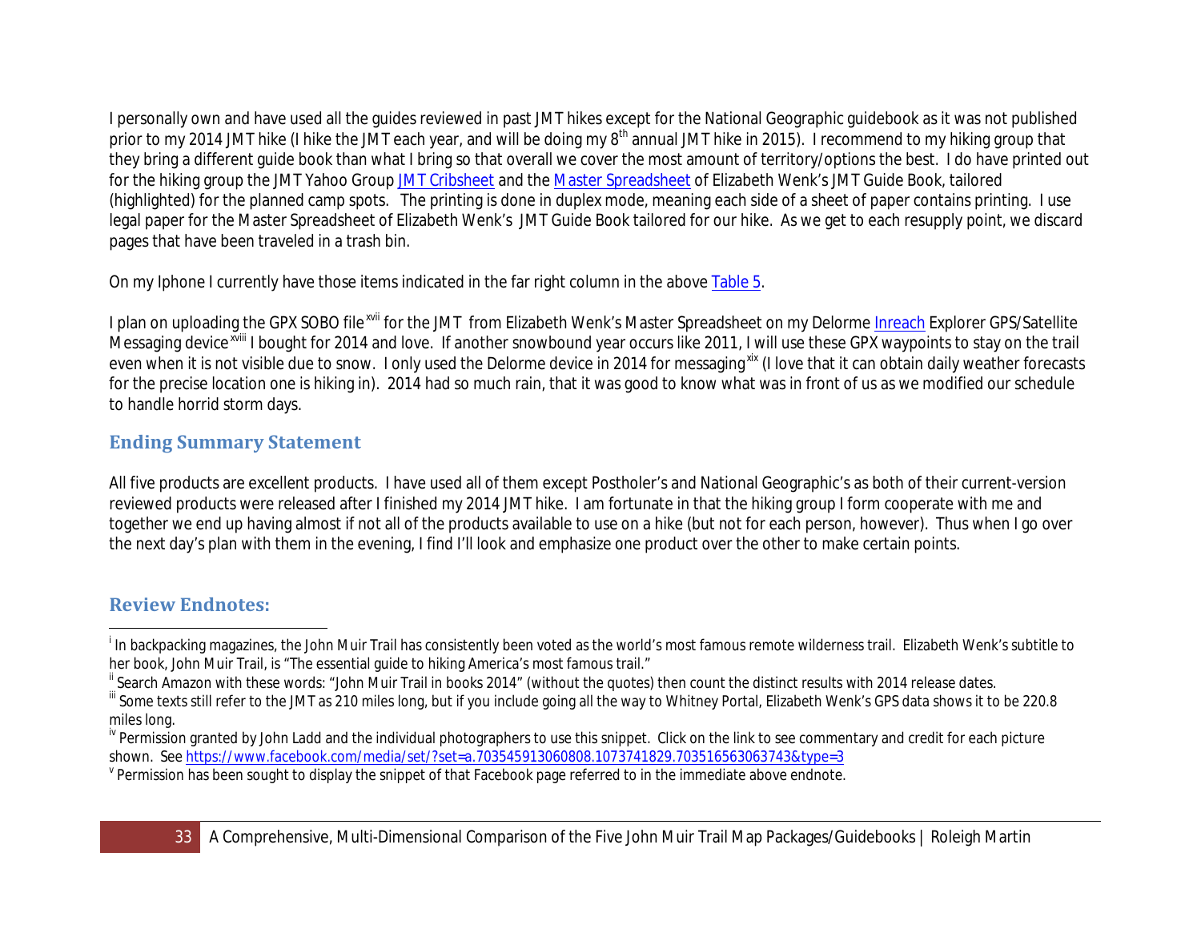I personally own and have used all the guides reviewed in past JMT hikes except for the National Geographic guidebook as it was not published prior to my 2014 JMT hike (I hike the JMT each year, and will be doing my 8th annual JMT hike in 2015). I recommend to my hiking group that they bring a different guide book than what I bring so that overall we cover the most amount of territory/options the best. I do have printed out for the hiking group the JMT Yahoo Group [JMT Cribsheet]() and the [Master Spreadsheet]() of Elizabeth Wenk's JMT Guide Book, tailored (highlighted) for the planned camp spots. The printing is done in duplex mode, meaning each side of a sheet of paper contains printing. I use legal paper for the Master Spreadsheet of Elizabeth Wenk's JMT Guide Book tailored for our hike. As we get to each resupply point, we discard pages that have been traveled in a trash bin.

On my Iphone I currently have those items indicated in the far right column in the above [Table 5]().

I plan on uploading the GPX SOBO file[xvii] for the JMT from Elizabeth Wenk's Master Spreadsheet on my Delorme [Inreach]() Explorer GPS/Satellite Messaging device[xviii] I bought for 2014 and love. If another snowbound year occurs like 2011, I will use these GPX waypoints to stay on the trail even when it is not visible due to snow. I only used the Delorme device in 2014 for messaging[xix] (I love that it can obtain daily weather forecasts for the precise location one is hiking in). 2014 had so much rain, that it was good to know what was in front of us as we modified our schedule to handle horrid storm days.

## Ending Summary Statement

All five products are excellent products. I have used all of them except Postholer's and National Geographic's as both of their current-version reviewed products were released after I finished my 2014 JMT hike. I am fortunate in that the hiking group I form cooperate with me and together we end up having almost if not all of the products available to use on a hike (but not for each person, however). Thus when I go over the next day's plan with them in the evening, I find I'll look and emphasize one product over the other to make certain points.

## Review Endnotes:

---

[i] In backpacking magazines, the John Muir Trail has consistently been voted as the world's most famous remote wilderness trail. Elizabeth Wenk's subtitle to her book, John Muir Trail, is "The essential guide to hiking America's most famous trail."

[ii] Search Amazon with these words: "John Muir Trail in books 2014" (without the quotes) then count the distinct results with 2014 release dates.

[iii] Some texts still refer to the JMT as 210 miles long, but if you include going all the way to Whitney Portal, Elizabeth Wenk's GPS data shows it to be 220.8 miles long.

[iv] Permission granted by John Ladd and the individual photographers to use this snippet. Click on the link to see commentary and credit for each picture shown. See https://www.facebook.com/media/set/?set=a.703545913060808.1073741829.703516563063743&type=3

[v] Permission has been sought to display the snippet of that Facebook page referred to in the immediate above endnote.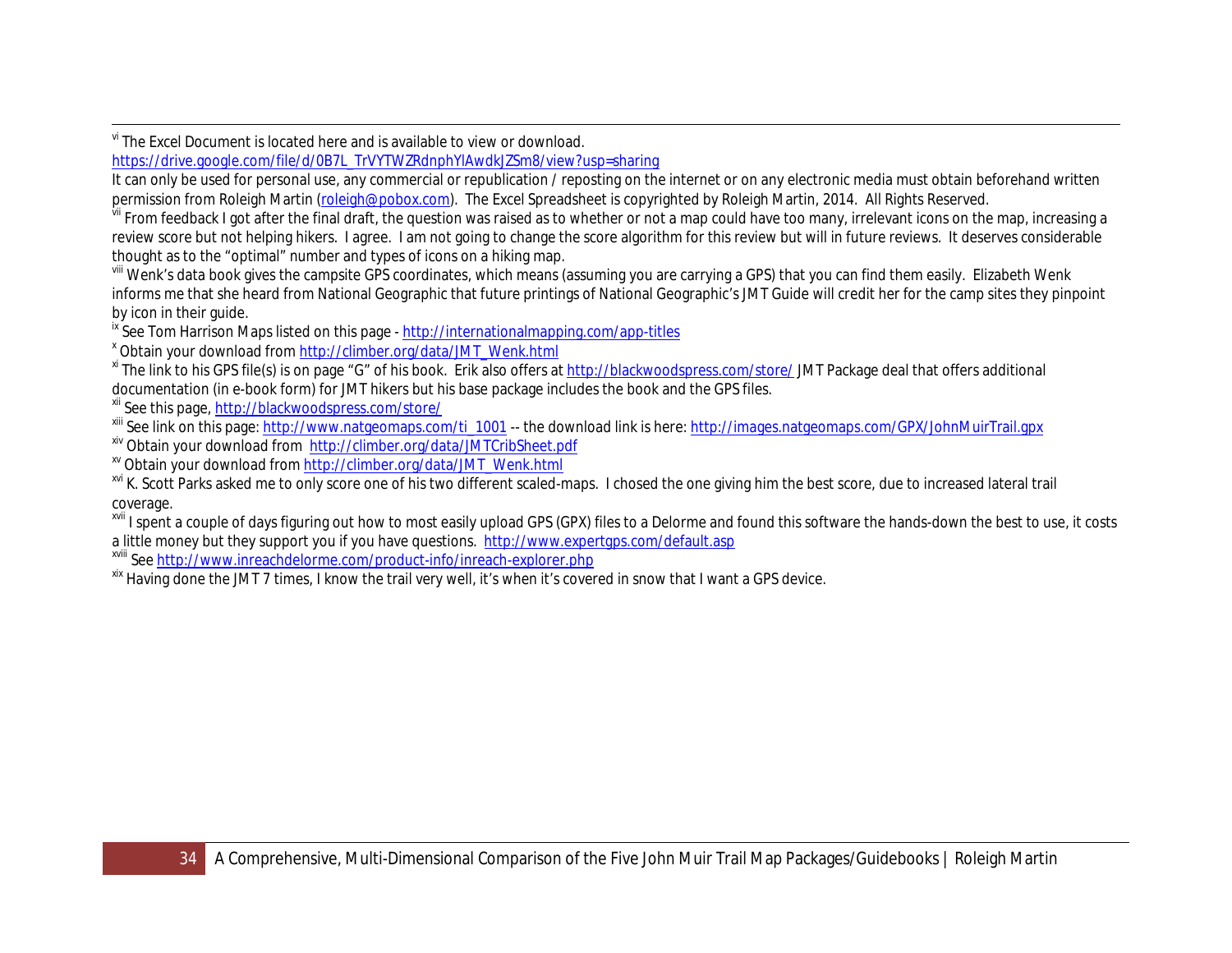[vi] The Excel Document is located here and is available to view or download.
https://drive.google.com/file/d/0B7L_TrVYTWZRdnphYlAwdkJZSm8/view?usp=sharing
It can only be used for personal use, any commercial or republication / reposting on the internet or on any electronic media must obtain beforehand written permission from Roleigh Martin (roleigh@pobox.com). The Excel Spreadsheet is copyrighted by Roleigh Martin, 2014. All Rights Reserved.

[vii] From feedback I got after the final draft, the question was raised as to whether or not a map could have too many, irrelevant icons on the map, increasing a review score but not helping hikers. I agree. I am not going to change the score algorithm for this review but will in future reviews. It deserves considerable thought as to the "optimal" number and types of icons on a hiking map.

[viii] Wenk's data book gives the campsite GPS coordinates, which means (assuming you are carrying a GPS) that you can find them easily. Elizabeth Wenk informs me that she heard from National Geographic that future printings of National Geographic's JMT Guide will credit her for the camp sites they pinpoint by icon in their guide.

[ix] See Tom Harrison Maps listed on this page - http://internationalmapping.com/app-titles

[x] Obtain your download from http://climber.org/data/JMT_Wenk.html

[xi] The link to his GPS file(s) is on page "G" of his book. Erik also offers at http://blackwoodspress.com/store/ JMT Package deal that offers additional documentation (in e-book form) for JMT hikers but his base package includes the book and the GPS files.

[xii] See this page, http://blackwoodspress.com/store/

[xiii] See link on this page: http://www.natgeomaps.com/ti_1001 -- the download link is here: http://images.natgeomaps.com/GPX/JohnMuirTrail.gpx

[xiv] Obtain your download from http://climber.org/data/JMTCribSheet.pdf

[xv] Obtain your download from http://climber.org/data/JMT_Wenk.html

[xvi] K. Scott Parks asked me to only score one of his two different scaled-maps. I chosed the one giving him the best score, due to increased lateral trail coverage.

[xvii] I spent a couple of days figuring out how to most easily upload GPS (GPX) files to a Delorme and found this software the hands-down the best to use, it costs a little money but they support you if you have questions. http://www.expertgps.com/default.asp

[xviii] See http://www.inreachdelorme.com/product-info/inreach-explorer.php

[xix] Having done the JMT 7 times, I know the trail very well, it's when it's covered in snow that I want a GPS device.